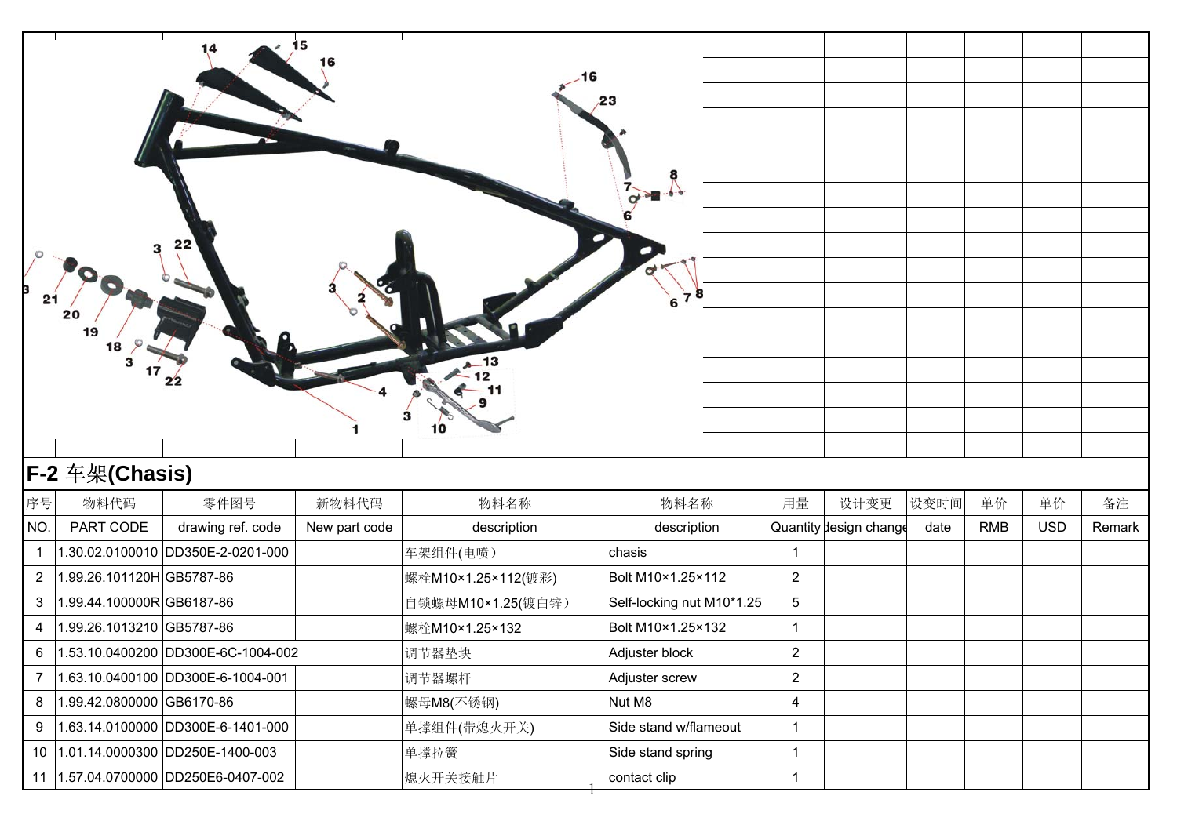## F-2 车架(Chasis)

| 序号 | 物料代码 | 零件图号 | 新物料代码 | 物料名称 | 物料名称 | 用量 | 设计变更 | 设变时间 | 单价 | 单价 | 备注 |
|---|---|---|---|---|---|---|---|---|---|---|---|
| NO. | PART CODE | drawing ref. code | New part code | description | description | Quantity | design change | date | RMB | USD | Remark |
| 1 | 1.30.02.0100010 | DD350E-2-0201-000 | | 车架组件(电喷） | chasis | 1 | | | | | |
| 2 | 1.99.26.101120H | GB5787-86 | | 螺栓M10×1.25×112(镀彩) | Bolt M10×1.25×112 | 2 | | | | | |
| 3 | 1.99.44.100000R | GB6187-86 | | 自锁螺母M10×1.25(镀白锌） | Self-locking nut M10*1.25 | 5 | | | | | |
| 4 | 1.99.26.1013210 | GB5787-86 | | 螺栓M10×1.25×132 | Bolt M10×1.25×132 | 1 | | | | | |
| 6 | 1.53.10.0400200 | DD300E-6C-1004-002 | | 调节器垫块 | Adjuster block | 2 | | | | | |
| 7 | 1.63.10.0400100 | DD300E-6-1004-001 | | 调节器螺杆 | Adjuster screw | 2 | | | | | |
| 8 | 1.99.42.0800000 | GB6170-86 | | 螺母M8(不锈钢) | Nut M8 | 4 | | | | | |
| 9 | 1.63.14.0100000 | DD300E-6-1401-000 | | 单撑组件(带熄火开关) | Side stand w/flameout | 1 | | | | | |
| 10 | 1.01.14.0000300 | DD250E-1400-003 | | 单撑拉簧 | Side stand spring | 1 | | | | | |
| 11 | 1.57.04.0700000 | DD250E6-0407-002 | | 熄火开关接触片 | contact clip | 1 | | | | | |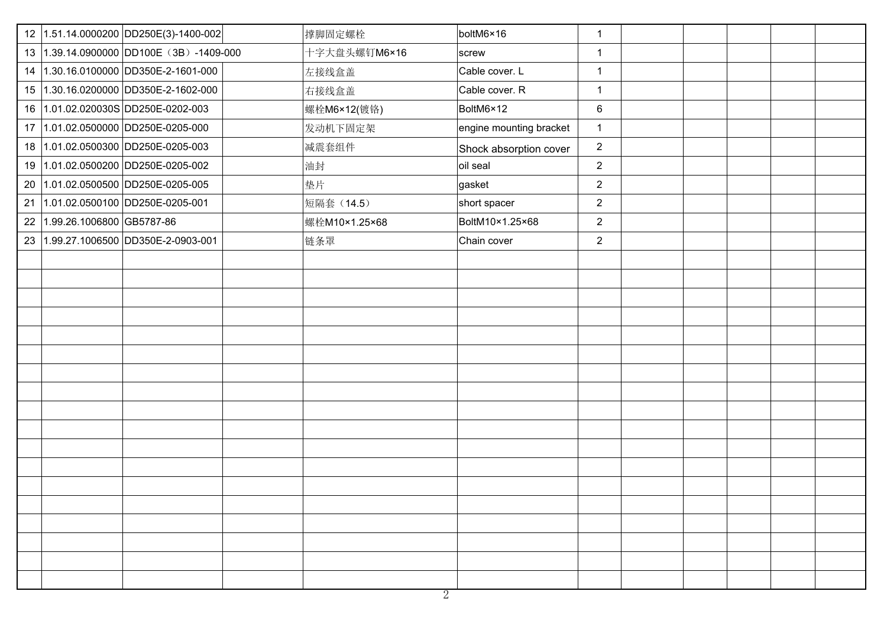| 12 | 1.51.14.0000200 | DD250E(3)-1400-002 | | 撑脚固定螺栓 | boltM6×16 | 1 | | | | | |
|---|---|---|---|---|---|---|---|---|---|---|---|
| 13 | 1.39.14.0900000 | DD100E（3B）-1409-000 | | 十字大盘头螺钉M6×16 | screw | 1 | | | | | |
| 14 | 1.30.16.0100000 | DD350E-2-1601-000 | | 左接线盒盖 | Cable cover. L | 1 | | | | | |
| 15 | 1.30.16.0200000 | DD350E-2-1602-000 | | 右接线盒盖 | Cable cover. R | 1 | | | | | |
| 16 | 1.01.02.020030S | DD250E-0202-003 | | 螺栓M6×12(镀铬) | BoltM6×12 | 6 | | | | | |
| 17 | 1.01.02.0500000 | DD250E-0205-000 | | 发动机下固定架 | engine mounting bracket | 1 | | | | | |
| 18 | 1.01.02.0500300 | DD250E-0205-003 | | 减震套组件 | Shock absorption cover | 2 | | | | | |
| 19 | 1.01.02.0500200 | DD250E-0205-002 | | 油封 | oil seal | 2 | | | | | |
| 20 | 1.01.02.0500500 | DD250E-0205-005 | | 垫片 | gasket | 2 | | | | | |
| 21 | 1.01.02.0500100 | DD250E-0205-001 | | 短隔套（14.5） | short spacer | 2 | | | | | |
| 22 | 1.99.26.1006800 | GB5787-86 | | 螺栓M10×1.25×68 | BoltM10×1.25×68 | 2 | | | | | |
| 23 | 1.99.27.1006500 | DD350E-2-0903-001 | | 链条罩 | Chain cover | 2 | | | | | |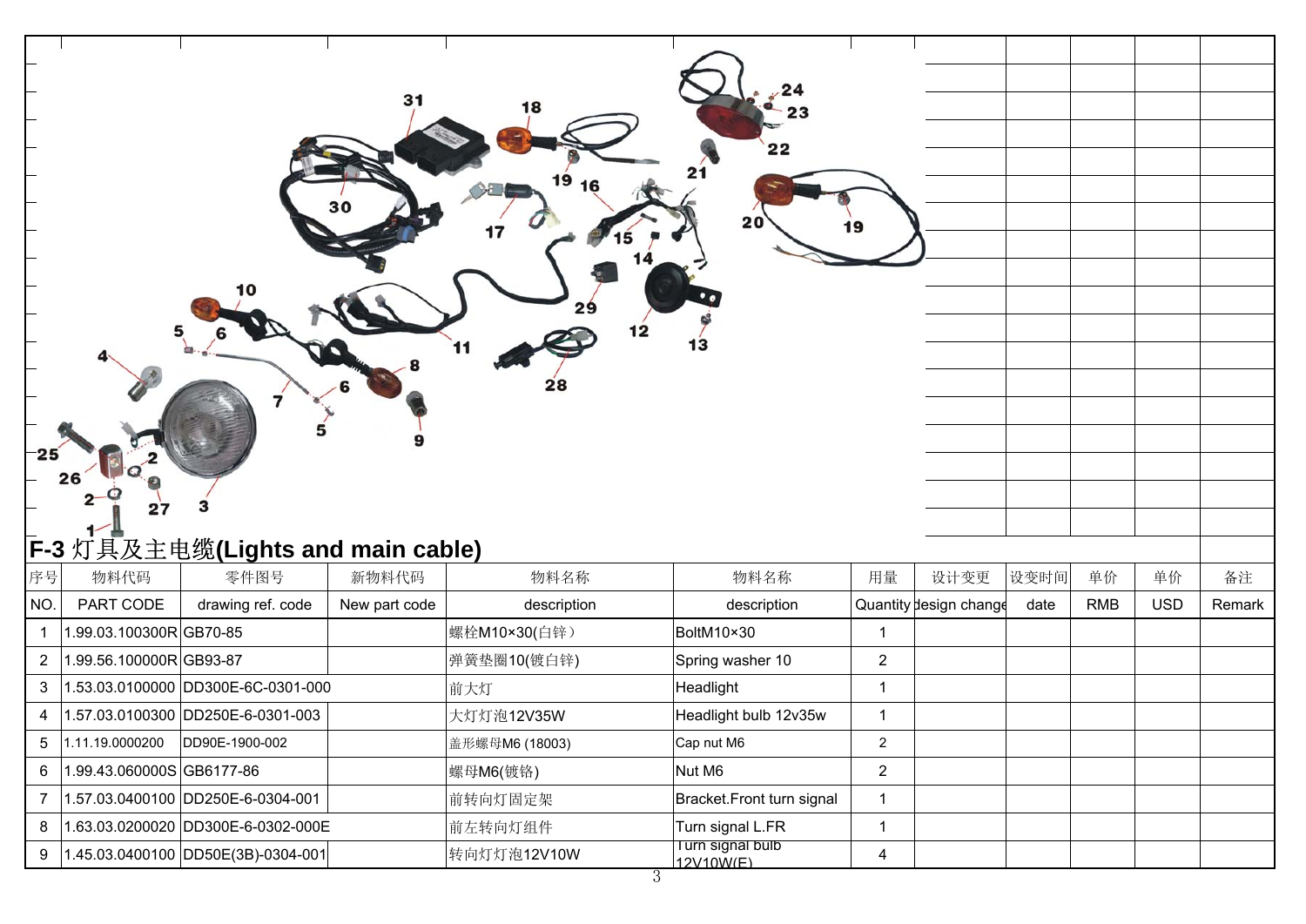## F-3 灯具及主电缆(Lights and main cable)

| 序号 | 物料代码 | 零件图号 | 新物料代码 | 物料名称 | 物料名称 | 用量 | 设计变更 | 设变时间 | 单价 | 单价 | 备注 |
|---|---|---|---|---|---|---|---|---|---|---|---|
| NO. | PART CODE | drawing ref. code | New part code | description | description | Quantity | design change | date | RMB | USD | Remark |
| 1 | 1.99.03.100300R | GB70-85 | | 螺栓M10×30(白锌） | BoltM10×30 | 1 | | | | | |
| 2 | 1.99.56.100000R | GB93-87 | | 弹簧垫圈10(镀白锌) | Spring washer 10 | 2 | | | | | |
| 3 | 1.53.03.0100000 | DD300E-6C-0301-000 | | 前大灯 | Headlight | 1 | | | | | |
| 4 | 1.57.03.0100300 | DD250E-6-0301-003 | | 大灯灯泡12V35W | Headlight bulb 12v35w | 1 | | | | | |
| 5 | 1.11.19.0000200 | DD90E-1900-002 | | 盖形螺母M6 (18003) | Cap nut M6 | 2 | | | | | |
| 6 | 1.99.43.060000S | GB6177-86 | | 螺母M6(镀铬) | Nut M6 | 2 | | | | | |
| 7 | 1.57.03.0400100 | DD250E-6-0304-001 | | 前转向灯固定架 | Bracket.Front turn signal | 1 | | | | | |
| 8 | 1.63.03.0200020 | DD300E-6-0302-000E | | 前左转向灯组件 | Turn signal L.FR | 1 | | | | | |
| 9 | 1.45.03.0400100 | DD50E(3B)-0304-001 | | 转向灯灯泡12V10W | Turn signal bulb 12V10W(E) | 4 | | | | | |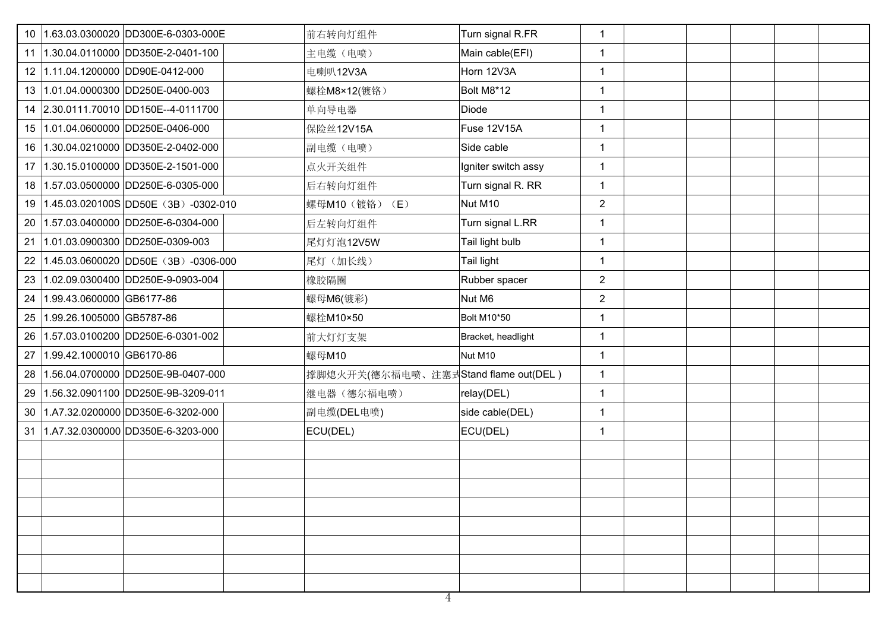| | | | | | | | | | | | |
|---|---|---|---|---|---|---|---|---|---|---|---|
| 10 | 1.63.03.0300020 | DD300E-6-0303-000E | | 前右转向灯组件 | Turn signal R.FR | 1 | | | | | |
| 11 | 1.30.04.0110000 | DD350E-2-0401-100 | | 主电缆（电喷） | Main cable(EFI) | 1 | | | | | |
| 12 | 1.11.04.1200000 | DD90E-0412-000 | | 电喇叭12V3A | Horn 12V3A | 1 | | | | | |
| 13 | 1.01.04.0000300 | DD250E-0400-003 | | 螺栓M8×12(镀铬） | Bolt M8*12 | 1 | | | | | |
| 14 | 2.30.0111.70010 | DD150E--4-0111700 | | 单向导电器 | Diode | 1 | | | | | |
| 15 | 1.01.04.0600000 | DD250E-0406-000 | | 保险丝12V15A | Fuse 12V15A | 1 | | | | | |
| 16 | 1.30.04.0210000 | DD350E-2-0402-000 | | 副电缆（电喷） | Side cable | 1 | | | | | |
| 17 | 1.30.15.0100000 | DD350E-2-1501-000 | | 点火开关组件 | Igniter switch assy | 1 | | | | | |
| 18 | 1.57.03.0500000 | DD250E-6-0305-000 | | 后右转向灯组件 | Turn signal R. RR | 1 | | | | | |
| 19 | 1.45.03.020100S | DD50E（3B）-0302-010 | | 螺母M10（镀铬）（E） | Nut M10 | 2 | | | | | |
| 20 | 1.57.03.0400000 | DD250E-6-0304-000 | | 后左转向灯组件 | Turn signal L.RR | 1 | | | | | |
| 21 | 1.01.03.0900300 | DD250E-0309-003 | | 尾灯灯泡12V5W | Tail light bulb | 1 | | | | | |
| 22 | 1.45.03.0600020 | DD50E（3B）-0306-000 | | 尾灯（加长线） | Tail light | 1 | | | | | |
| 23 | 1.02.09.0300400 | DD250E-9-0903-004 | | 橡胶隔圈 | Rubber spacer | 2 | | | | | |
| 24 | 1.99.43.0600000 | GB6177-86 | | 螺母M6(镀彩) | Nut M6 | 2 | | | | | |
| 25 | 1.99.26.1005000 | GB5787-86 | | 螺栓M10×50 | Bolt M10*50 | 1 | | | | | |
| 26 | 1.57.03.0100200 | DD250E-6-0301-002 | | 前大灯灯支架 | Bracket, headlight | 1 | | | | | |
| 27 | 1.99.42.1000010 | GB6170-86 | | 螺母M10 | Nut M10 | 1 | | | | | |
| 28 | 1.56.04.0700000 | DD250E-9B-0407-000 | | 撑脚熄火开关(德尔福电喷、注塞式 | Stand flame out(DEL ) | 1 | | | | | |
| 29 | 1.56.32.0901100 | DD250E-9B-3209-011 | | 继电器（德尔福电喷） | relay(DEL) | 1 | | | | | |
| 30 | 1.A7.32.0200000 | DD350E-6-3202-000 | | 副电缆(DEL电喷) | side cable(DEL) | 1 | | | | | |
| 31 | 1.A7.32.0300000 | DD350E-6-3203-000 | | ECU(DEL) | ECU(DEL) | 1 | | | | | |
| | | | | | | | | | | | |
| | | | | | | | | | | | |
| | | | | | | | | | | | |
| | | | | | | | | | | | |
| | | | | | | | | | | | |
| | | | | | | | | | | | |
| | | | | | | | | | | | |
| | | | | | | | | | | | |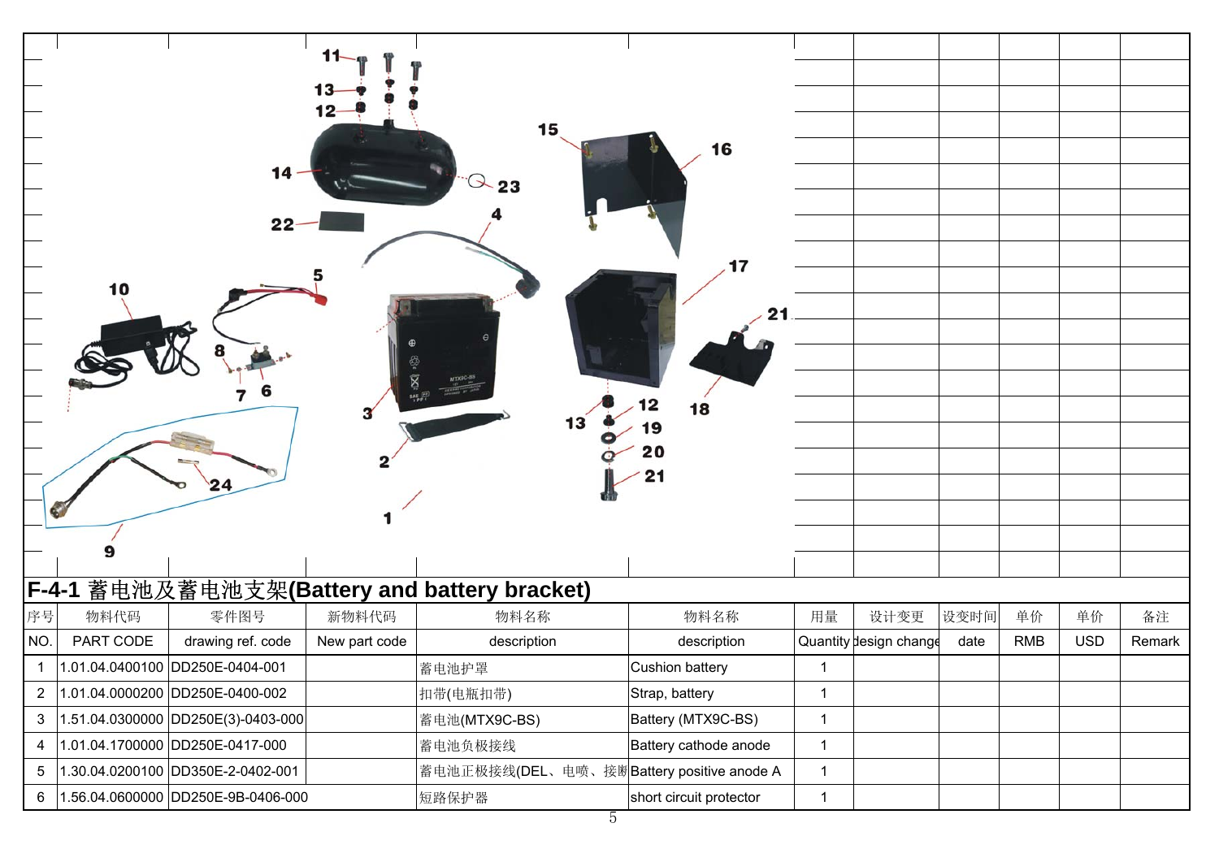## F-4-1 蓄电池及蓄电池支架(Battery and battery bracket)

| 序号 NO. | 物料代码 PART CODE | 零件图号 drawing ref. code | 新物料代码 New part code | 物料名称 description | 物料名称 description | 用量 Quantity | 设计变更 design change | 设变时间 date | 单价 RMB | 单价 USD | 备注 Remark |
|---|---|---|---|---|---|---|---|---|---|---|---|
| 1 | 1.01.04.0400100 | DD250E-0404-001 | | 蓄电池护罩 | Cushion battery | 1 | | | | | |
| 2 | 1.01.04.0000200 | DD250E-0400-002 | | 扣带(电瓶扣带) | Strap, battery | 1 | | | | | |
| 3 | 1.51.04.0300000 | DD250E(3)-0403-000 | | 蓄电池(MTX9C-BS) | Battery (MTX9C-BS) | 1 | | | | | |
| 4 | 1.01.04.1700000 | DD250E-0417-000 | | 蓄电池负极接线 | Battery cathode anode | 1 | | | | | |
| 5 | 1.30.04.0200100 | DD350E-2-0402-001 | | 蓄电池正极接线(DEL、电喷、接触 | Battery positive anode A | 1 | | | | | |
| 6 | 1.56.04.0600000 | DD250E-9B-0406-000 | | 短路保护器 | short circuit protector | 1 | | | | | |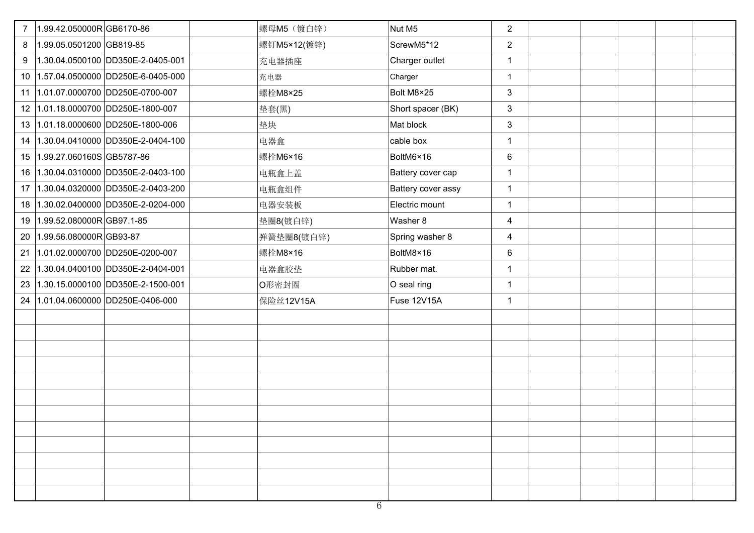| | | | | | | | | | | | |
|---|---|---|---|---|---|---|---|---|---|---|---|
| 7 | 1.99.42.050000R | GB6170-86 | | 螺母M5（镀白锌） | Nut M5 | 2 | | | | | |
| 8 | 1.99.05.0501200 | GB819-85 | | 螺钉M5×12(镀锌) | ScrewM5*12 | 2 | | | | | |
| 9 | 1.30.04.0500100 | DD350E-2-0405-001 | | 充电器插座 | Charger outlet | 1 | | | | | |
| 10 | 1.57.04.0500000 | DD250E-6-0405-000 | | 充电器 | Charger | 1 | | | | | |
| 11 | 1.01.07.0000700 | DD250E-0700-007 | | 螺栓M8×25 | Bolt M8×25 | 3 | | | | | |
| 12 | 1.01.18.0000700 | DD250E-1800-007 | | 垫套(黑) | Short spacer (BK) | 3 | | | | | |
| 13 | 1.01.18.0000600 | DD250E-1800-006 | | 垫块 | Mat block | 3 | | | | | |
| 14 | 1.30.04.0410000 | DD350E-2-0404-100 | | 电器盒 | cable box | 1 | | | | | |
| 15 | 1.99.27.060160S | GB5787-86 | | 螺栓M6×16 | BoltM6×16 | 6 | | | | | |
| 16 | 1.30.04.0310000 | DD350E-2-0403-100 | | 电瓶盒上盖 | Battery cover cap | 1 | | | | | |
| 17 | 1.30.04.0320000 | DD350E-2-0403-200 | | 电瓶盒组件 | Battery cover assy | 1 | | | | | |
| 18 | 1.30.02.0400000 | DD350E-2-0204-000 | | 电器安装板 | Electric mount | 1 | | | | | |
| 19 | 1.99.52.080000R | GB97.1-85 | | 垫圈8(镀白锌) | Washer 8 | 4 | | | | | |
| 20 | 1.99.56.080000R | GB93-87 | | 弹簧垫圈8(镀白锌) | Spring washer 8 | 4 | | | | | |
| 21 | 1.01.02.0000700 | DD250E-0200-007 | | 螺栓M8×16 | BoltM8×16 | 6 | | | | | |
| 22 | 1.30.04.0400100 | DD350E-2-0404-001 | | 电器盒胶垫 | Rubber mat. | 1 | | | | | |
| 23 | 1.30.15.0000100 | DD350E-2-1500-001 | | O形密封圈 | O seal ring | 1 | | | | | |
| 24 | 1.01.04.0600000 | DD250E-0406-000 | | 保险丝12V15A | Fuse 12V15A | 1 | | | | | |
| | | | | | | | | | | | |
| | | | | | | | | | | | |
| | | | | | | | | | | | |
| | | | | | | | | | | | |
| | | | | | | | | | | | |
| | | | | | | | | | | | |
| | | | | | | | | | | | |
| | | | | | | | | | | | |
| | | | | | | | | | | | |
| | | | | | | | | | | | |
| | | | | | | | | | | | |
| | | | | | | | | | | | |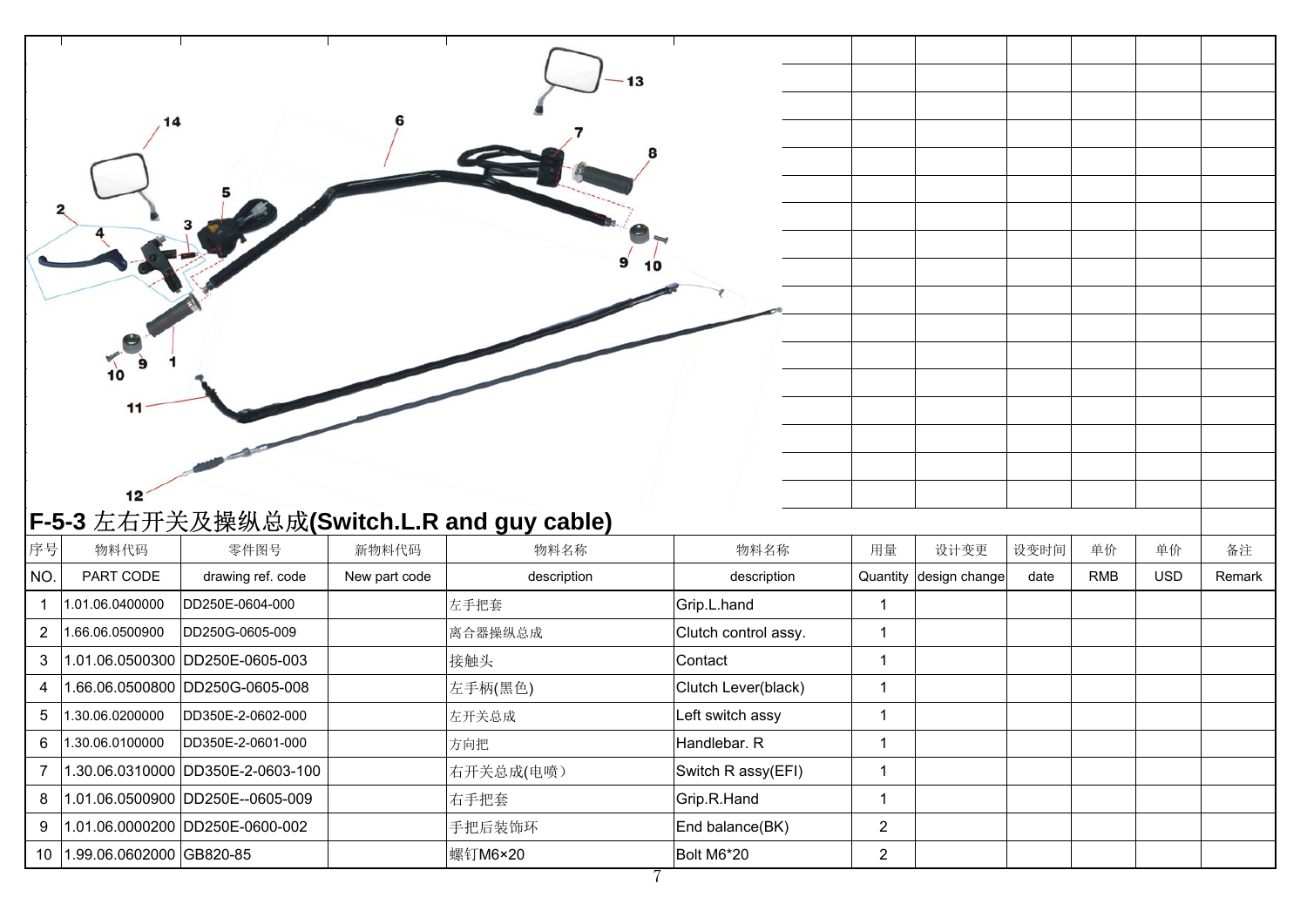## F-5-3 左右开关及操纵总成(Switch.L.R and guy cable)

| 序号 | 物料代码 | 零件图号 | 新物料代码 | 物料名称 | 物料名称 | 用量 | 设计变更 | 设变时间 | 单价 | 单价 | 备注 |
|---|---|---|---|---|---|---|---|---|---|---|---|
| NO. | PART CODE | drawing ref. code | New part code | description | description | Quantity | design change | date | RMB | USD | Remark |
| 1 | 1.01.06.0400000 | DD250E-0604-000 | | 左手把套 | Grip.L.hand | 1 | | | | | |
| 2 | 1.66.06.0500900 | DD250G-0605-009 | | 离合器操纵总成 | Clutch control assy. | 1 | | | | | |
| 3 | 1.01.06.0500300 | DD250E-0605-003 | | 接触头 | Contact | 1 | | | | | |
| 4 | 1.66.06.0500800 | DD250G-0605-008 | | 左手柄(黑色) | Clutch Lever(black) | 1 | | | | | |
| 5 | 1.30.06.0200000 | DD350E-2-0602-000 | | 左开关总成 | Left switch assy | 1 | | | | | |
| 6 | 1.30.06.0100000 | DD350E-2-0601-000 | | 方向把 | Handlebar. R | 1 | | | | | |
| 7 | 1.30.06.0310000 | DD350E-2-0603-100 | | 右开关总成(电喷) | Switch R assy(EFI) | 1 | | | | | |
| 8 | 1.01.06.0500900 | DD250E--0605-009 | | 右手把套 | Grip.R.Hand | 1 | | | | | |
| 9 | 1.01.06.0000200 | DD250E-0600-002 | | 手把后装饰环 | End balance(BK) | 2 | | | | | |
| 10 | 1.99.06.0602000 | GB820-85 | | 螺钉M6×20 | Bolt M6*20 | 2 | | | | | |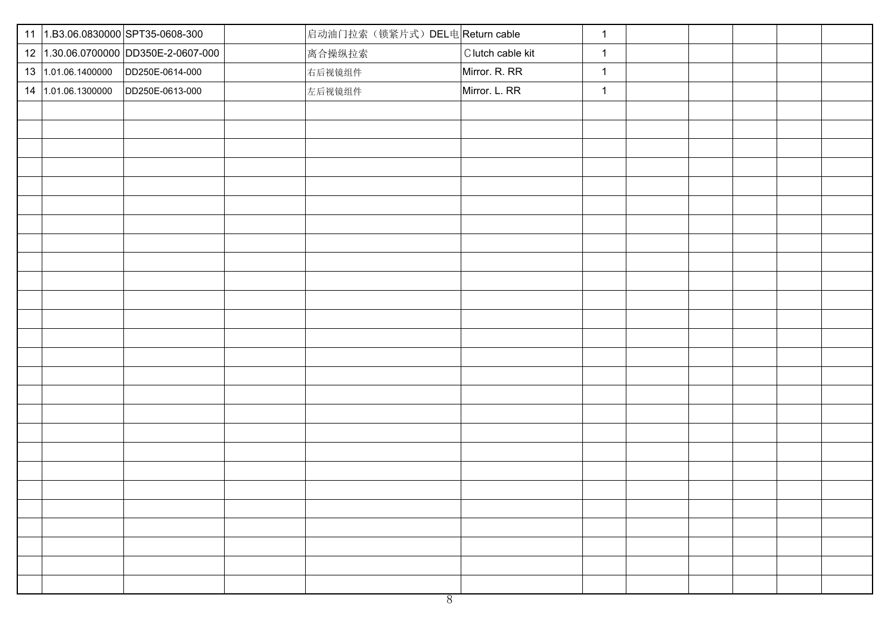| 11 | 1.B3.06.0830000 | SPT35-0608-300 | | 启动油门拉索（锁紧片式）DEL电 | Return cable | 1 | | | | | |
|---|---|---|---|---|---|---|---|---|---|---|---|
| 12 | 1.30.06.0700000 | DD350E-2-0607-000 | | 离合操纵拉索 | Clutch cable kit | 1 | | | | | |
| 13 | 1.01.06.1400000 | DD250E-0614-000 | | 右后视镜组件 | Mirror. R. RR | 1 | | | | | |
| 14 | 1.01.06.1300000 | DD250E-0613-000 | | 左后视镜组件 | Mirror. L. RR | 1 | | | | | |
| | | | | | | | | | | | |
| | | | | | | | | | | | |
| | | | | | | | | | | | |
| | | | | | | | | | | | |
| | | | | | | | | | | | |
| | | | | | | | | | | | |
| | | | | | | | | | | | |
| | | | | | | | | | | | |
| | | | | | | | | | | | |
| | | | | | | | | | | | |
| | | | | | | | | | | | |
| | | | | | | | | | | | |
| | | | | | | | | | | | |
| | | | | | | | | | | | |
| | | | | | | | | | | | |
| | | | | | | | | | | | |
| | | | | | | | | | | | |
| | | | | | | | | | | | |
| | | | | | | | | | | | |
| | | | | | | | | | | | |
| | | | | | | | | | | | |
| | | | | | | | | | | | |
| | | | | | | | | | | | |
| | | | | | | | | | | | |
| | | | | | | | | | | | |
| | | | | | | | | | | | |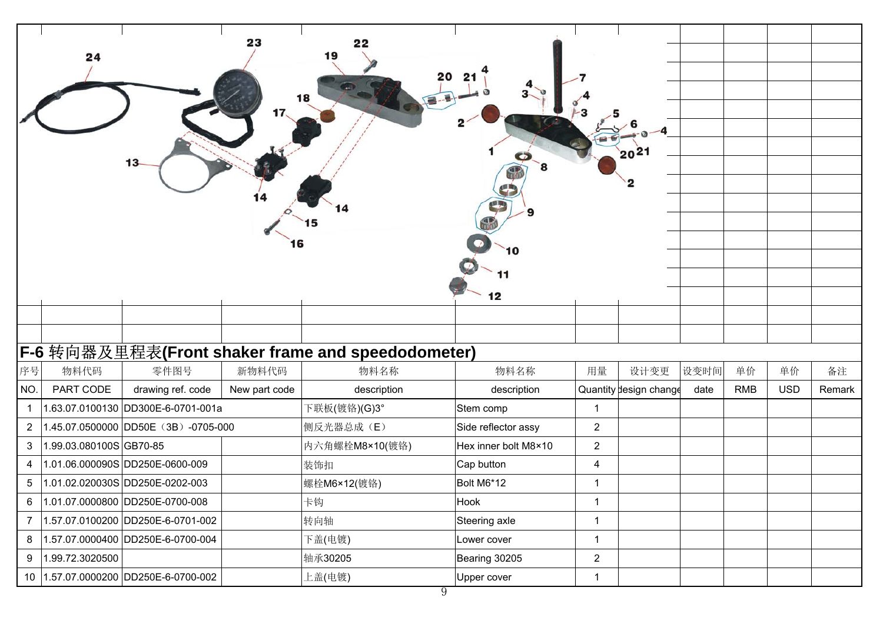## F-6 转向器及里程表(Front shaker frame and speedodometer)

| 序号 NO. | 物料代码 PART CODE | 零件图号 drawing ref. code | 新物料代码 New part code | 物料名称 description | 物料名称 description | 用量 Quantity | 设计变更 design change | 设变时间 date | 单价 RMB | 单价 USD | 备注 Remark |
|---|---|---|---|---|---|---|---|---|---|---|---|
| 1 | 1.63.07.0100130 | DD300E-6-0701-001a | | 下联板(镀铬)(G)3° | Stem comp | 1 | | | | | |
| 2 | 1.45.07.0500000 | DD50E（3B）-0705-000 | | 侧反光器总成（E） | Side reflector assy | 2 | | | | | |
| 3 | 1.99.03.080100S | GB70-85 | | 内六角螺栓M8×10(镀铬) | Hex inner bolt M8×10 | 2 | | | | | |
| 4 | 1.01.06.000090S | DD250E-0600-009 | | 装饰扣 | Cap button | 4 | | | | | |
| 5 | 1.01.02.020030S | DD250E-0202-003 | | 螺栓M6×12(镀铬) | Bolt M6*12 | 1 | | | | | |
| 6 | 1.01.07.0000800 | DD250E-0700-008 | | 卡钩 | Hook | 1 | | | | | |
| 7 | 1.57.07.0100200 | DD250E-6-0701-002 | | 转向轴 | Steering axle | 1 | | | | | |
| 8 | 1.57.07.0000400 | DD250E-6-0700-004 | | 下盖(电镀) | Lower cover | 1 | | | | | |
| 9 | 1.99.72.3020500 | | | 轴承30205 | Bearing 30205 | 2 | | | | | |
| 10 | 1.57.07.0000200 | DD250E-6-0700-002 | | 上盖(电镀) | Upper cover | 1 | | | | | |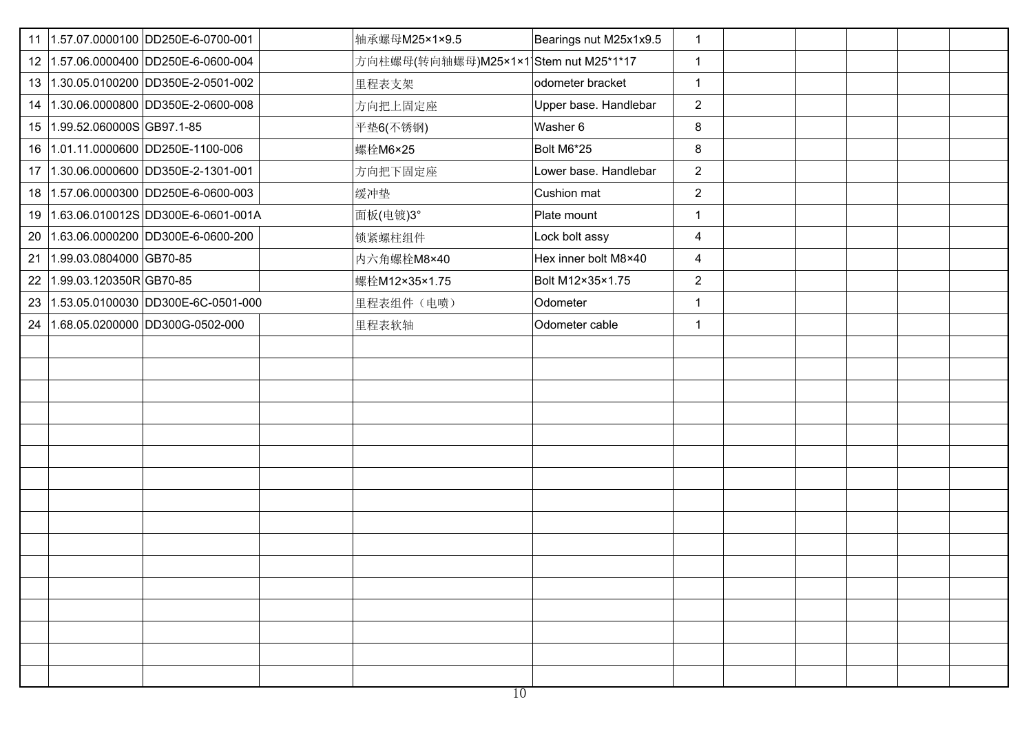| 11 | 1.57.07.0000100 | DD250E-6-0700-001 | | 轴承螺母M25×1×9.5 | Bearings nut M25x1x9.5 | 1 | | | | | |
|---|---|---|---|---|---|---|---|---|---|---|---|
| 12 | 1.57.06.0000400 | DD250E-6-0600-004 | | 方向柱螺母(转向轴螺母)M25×1×1 | Stem nut M25*1*17 | 1 | | | | | |
| 13 | 1.30.05.0100200 | DD350E-2-0501-002 | | 里程表支架 | odometer bracket | 1 | | | | | |
| 14 | 1.30.06.0000800 | DD350E-2-0600-008 | | 方向把上固定座 | Upper base. Handlebar | 2 | | | | | |
| 15 | 1.99.52.060000S | GB97.1-85 | | 平垫6(不锈钢) | Washer 6 | 8 | | | | | |
| 16 | 1.01.11.0000600 | DD250E-1100-006 | | 螺栓M6×25 | Bolt M6*25 | 8 | | | | | |
| 17 | 1.30.06.0000600 | DD350E-2-1301-001 | | 方向把下固定座 | Lower base. Handlebar | 2 | | | | | |
| 18 | 1.57.06.0000300 | DD250E-6-0600-003 | | 缓冲垫 | Cushion mat | 2 | | | | | |
| 19 | 1.63.06.010012S | DD300E-6-0601-001A | | 面板(电镀)3° | Plate mount | 1 | | | | | |
| 20 | 1.63.06.0000200 | DD300E-6-0600-200 | | 锁紧螺柱组件 | Lock bolt assy | 4 | | | | | |
| 21 | 1.99.03.0804000 | GB70-85 | | 内六角螺栓M8×40 | Hex inner bolt M8×40 | 4 | | | | | |
| 22 | 1.99.03.120350R | GB70-85 | | 螺栓M12×35×1.75 | Bolt M12×35×1.75 | 2 | | | | | |
| 23 | 1.53.05.0100030 | DD300E-6C-0501-000 | | 里程表组件（电喷） | Odometer | 1 | | | | | |
| 24 | 1.68.05.0200000 | DD300G-0502-000 | | 里程表软轴 | Odometer cable | 1 | | | | | |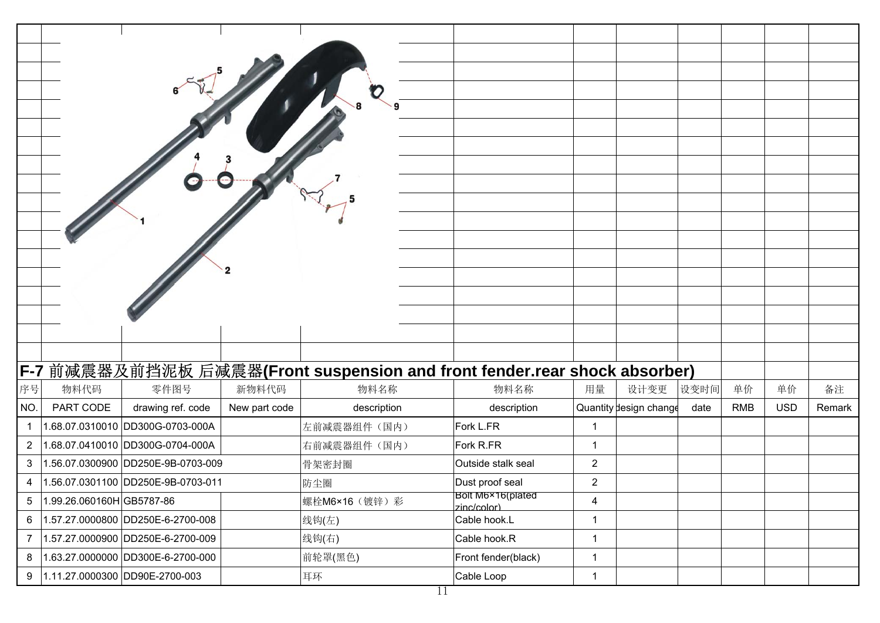## F-7 前减震器及前挡泥板 后减震器(Front suspension and front fender.rear shock absorber)

| 序号 | 物料代码 | 零件图号 | 新物料代码 | 物料名称 | 物料名称 | 用量 | 设计变更 | 设变时间 | 单价 | 单价 | 备注 |
|---|---|---|---|---|---|---|---|---|---|---|---|
| NO. | PART CODE | drawing ref. code | New part code | description | description | Quantity | design change | date | RMB | USD | Remark |
| 1 | 1.68.07.0310010 | DD300G-0703-000A | | 左前减震器组件（国内） | Fork L.FR | 1 | | | | | |
| 2 | 1.68.07.0410010 | DD300G-0704-000A | | 右前减震器组件（国内） | Fork R.FR | 1 | | | | | |
| 3 | 1.56.07.0300900 | DD250E-9B-0703-009 | | 骨架密封圈 | Outside stalk seal | 2 | | | | | |
| 4 | 1.56.07.0301100 | DD250E-9B-0703-011 | | 防尘圈 | Dust proof seal | 2 | | | | | |
| 5 | 1.99.26.060160H | GB5787-86 | | 螺栓M6×16（镀锌）彩 | Bolt M6×16(plated zinc/color) | 4 | | | | | |
| 6 | 1.57.27.0000800 | DD250E-6-2700-008 | | 线钩(左) | Cable hook.L | 1 | | | | | |
| 7 | 1.57.27.0000900 | DD250E-6-2700-009 | | 线钩(右) | Cable hook.R | 1 | | | | | |
| 8 | 1.63.27.0000000 | DD300E-6-2700-000 | | 前轮罩(黑色) | Front fender(black) | 1 | | | | | |
| 9 | 1.11.27.0000300 | DD90E-2700-003 | | 耳环 | Cable Loop | 1 | | | | | |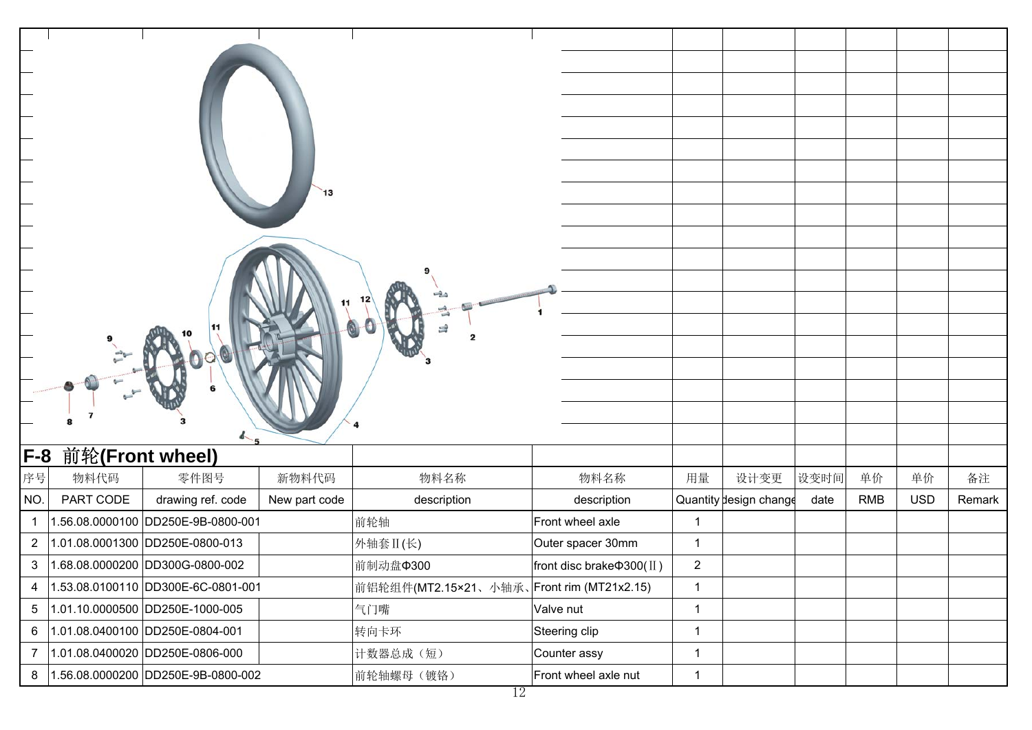## F-8 前轮(Front wheel)

| 序号 | 物料代码 | 零件图号 | 新物料代码 | 物料名称 | 物料名称 | 用量 | 设计变更 | 设变时间 | 单价 | 单价 | 备注 |
|---|---|---|---|---|---|---|---|---|---|---|---|
| NO. | PART CODE | drawing ref. code | New part code | description | description | Quantity | design change | date | RMB | USD | Remark |
| 1 | 1.56.08.0000100 | DD250E-9B-0800-001 | | 前轮轴 | Front wheel axle | 1 | | | | | |
| 2 | 1.01.08.0001300 | DD250E-0800-013 | | 外轴套Ⅱ(长) | Outer spacer 30mm | 1 | | | | | |
| 3 | 1.68.08.0000200 | DD300G-0800-002 | | 前制动盘Φ300 | front disc brakeΦ300(Ⅱ) | 2 | | | | | |
| 4 | 1.53.08.0100110 | DD300E-6C-0801-001 | | 前铝轮组件(MT2.15×21、小轴承、 | Front rim (MT21x2.15) | 1 | | | | | |
| 5 | 1.01.10.0000500 | DD250E-1000-005 | | 气门嘴 | Valve nut | 1 | | | | | |
| 6 | 1.01.08.0400100 | DD250E-0804-001 | | 转向卡环 | Steering clip | 1 | | | | | |
| 7 | 1.01.08.0400020 | DD250E-0806-000 | | 计数器总成（短） | Counter assy | 1 | | | | | |
| 8 | 1.56.08.0000200 | DD250E-9B-0800-002 | | 前轮轴螺母（镀铬） | Front wheel axle nut | 1 | | | | | |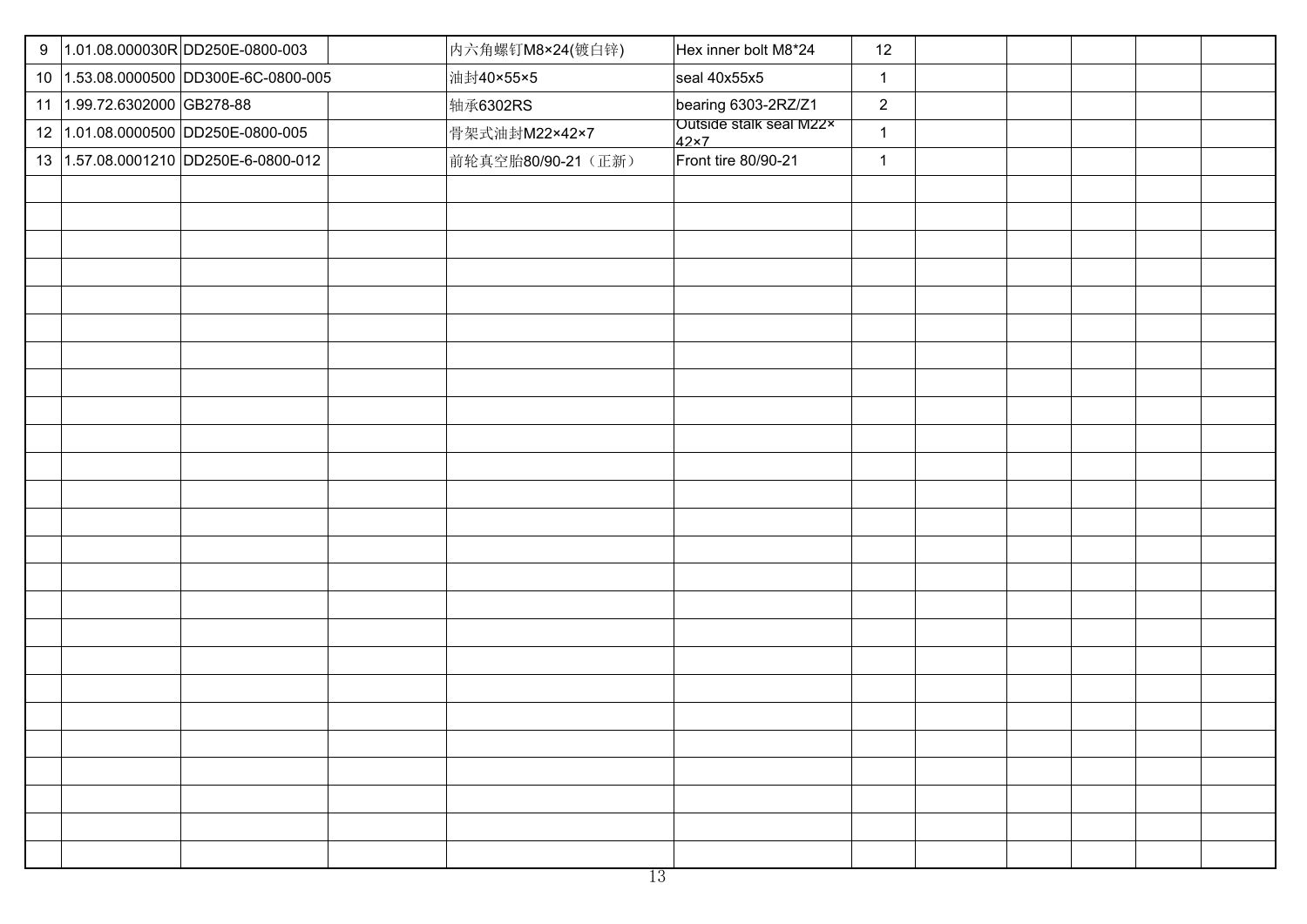| | | | | | | | | | | | |
|---|---|---|---|---|---|---|---|---|---|---|---|
| 9 | 1.01.08.000030R | DD250E-0800-003 | | 内六角螺钉M8×24(镀白锌) | Hex inner bolt M8*24 | 12 | | | | | |
| 10 | 1.53.08.0000500 | DD300E-6C-0800-005 | | 油封40×55×5 | seal 40x55x5 | 1 | | | | | |
| 11 | 1.99.72.6302000 | GB278-88 | | 轴承6302RS | bearing 6303-2RZ/Z1 | 2 | | | | | |
| 12 | 1.01.08.0000500 | DD250E-0800-005 | | 骨架式油封M22×42×7 | Outside stalk seal M22×42×7 | 1 | | | | | |
| 13 | 1.57.08.0001210 | DD250E-6-0800-012 | | 前轮真空胎80/90-21（正新） | Front tire 80/90-21 | 1 | | | | | |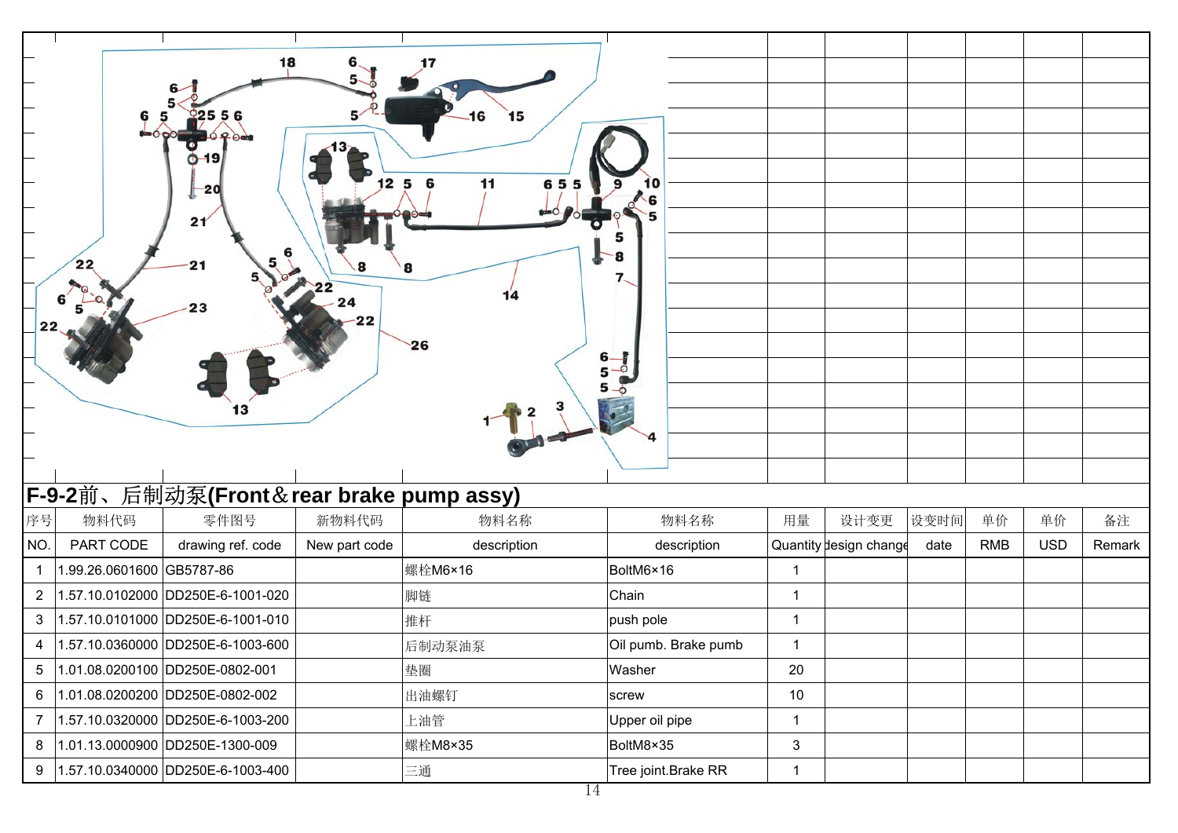## F-9-2前、后制动泵(Front＆rear brake pump assy)

| 序号 | 物料代码 | 零件图号 | 新物料代码 | 物料名称 | 物料名称 | 用量 | 设计变更 | 设变时间 | 单价 | 单价 | 备注 |
|---|---|---|---|---|---|---|---|---|---|---|---|
| NO. | PART CODE | drawing ref. code | New part code | description | description | Quantity | design change | date | RMB | USD | Remark |
| 1 | 1.99.26.0601600 | GB5787-86 | | 螺栓M6×16 | BoltM6×16 | 1 | | | | | |
| 2 | 1.57.10.0102000 | DD250E-6-1001-020 | | 脚链 | Chain | 1 | | | | | |
| 3 | 1.57.10.0101000 | DD250E-6-1001-010 | | 推杆 | push pole | 1 | | | | | |
| 4 | 1.57.10.0360000 | DD250E-6-1003-600 | | 后制动泵油泵 | Oil pumb. Brake pumb | 1 | | | | | |
| 5 | 1.01.08.0200100 | DD250E-0802-001 | | 垫圈 | Washer | 20 | | | | | |
| 6 | 1.01.08.0200200 | DD250E-0802-002 | | 出油螺钉 | screw | 10 | | | | | |
| 7 | 1.57.10.0320000 | DD250E-6-1003-200 | | 上油管 | Upper oil pipe | 1 | | | | | |
| 8 | 1.01.13.0000900 | DD250E-1300-009 | | 螺栓M8×35 | BoltM8×35 | 3 | | | | | |
| 9 | 1.57.10.0340000 | DD250E-6-1003-400 | | 三通 | Tree joint.Brake RR | 1 | | | | | |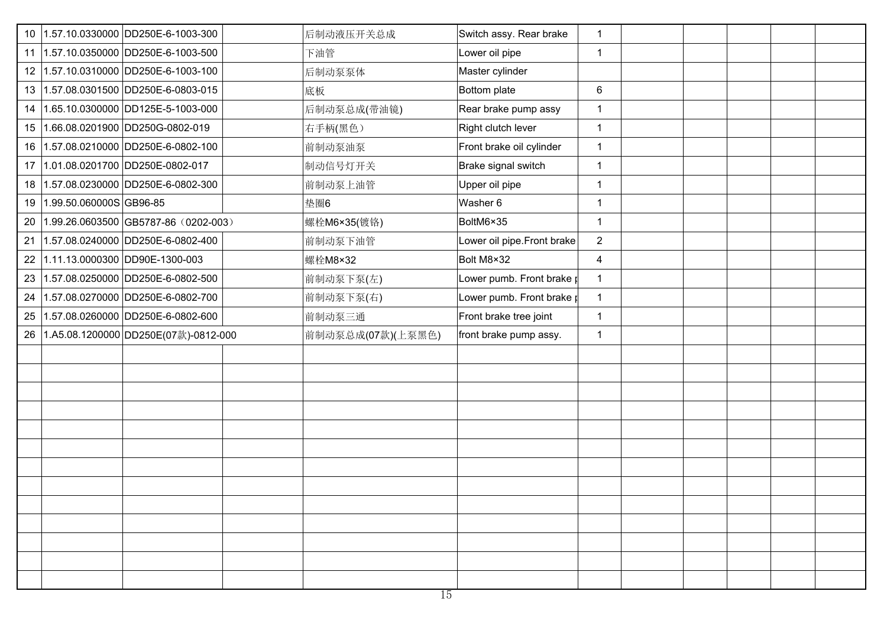| | | | | | | | | | | | |
|---|---|---|---|---|---|---|---|---|---|---|---|
| 10 | 1.57.10.0330000 | DD250E-6-1003-300 | | 后制动液压开关总成 | Switch assy. Rear brake | 1 | | | | | |
| 11 | 1.57.10.0350000 | DD250E-6-1003-500 | | 下油管 | Lower oil pipe | 1 | | | | | |
| 12 | 1.57.10.0310000 | DD250E-6-1003-100 | | 后制动泵泵体 | Master cylinder | | | | | | |
| 13 | 1.57.08.0301500 | DD250E-6-0803-015 | | 底板 | Bottom plate | 6 | | | | | |
| 14 | 1.65.10.0300000 | DD125E-5-1003-000 | | 后制动泵总成(带油镜) | Rear brake pump assy | 1 | | | | | |
| 15 | 1.66.08.0201900 | DD250G-0802-019 | | 右手柄(黑色） | Right clutch lever | 1 | | | | | |
| 16 | 1.57.08.0210000 | DD250E-6-0802-100 | | 前制动泵油泵 | Front brake oil cylinder | 1 | | | | | |
| 17 | 1.01.08.0201700 | DD250E-0802-017 | | 制动信号灯开关 | Brake signal switch | 1 | | | | | |
| 18 | 1.57.08.0230000 | DD250E-6-0802-300 | | 前制动泵上油管 | Upper oil pipe | 1 | | | | | |
| 19 | 1.99.50.060000S | GB96-85 | | 垫圈6 | Washer 6 | 1 | | | | | |
| 20 | 1.99.26.0603500 | GB5787-86（0202-003） | | 螺栓M6×35(镀铬) | BoltM6×35 | 1 | | | | | |
| 21 | 1.57.08.0240000 | DD250E-6-0802-400 | | 前制动泵下油管 | Lower oil pipe.Front brake | 2 | | | | | |
| 22 | 1.11.13.0000300 | DD90E-1300-003 | | 螺栓M8×32 | Bolt M8×32 | 4 | | | | | |
| 23 | 1.57.08.0250000 | DD250E-6-0802-500 | | 前制动泵下泵(左) | Lower pumb. Front brake p | 1 | | | | | |
| 24 | 1.57.08.0270000 | DD250E-6-0802-700 | | 前制动泵下泵(右) | Lower pumb. Front brake p | 1 | | | | | |
| 25 | 1.57.08.0260000 | DD250E-6-0802-600 | | 前制动泵三通 | Front brake tree joint | 1 | | | | | |
| 26 | 1.A5.08.1200000 | DD250E(07款)-0812-000 | | 前制动泵总成(07款)(上泵黑色) | front brake pump assy. | 1 | | | | | |
| | | | | | | | | | | | |
| | | | | | | | | | | | |
| | | | | | | | | | | | |
| | | | | | | | | | | | |
| | | | | | | | | | | | |
| | | | | | | | | | | | |
| | | | | | | | | | | | |
| | | | | | | | | | | | |
| | | | | | | | | | | | |
| | | | | | | | | | | | |
| | | | | | | | | | | | |
| | | | | | | | | | | | |
| | | | | | | | | | | | |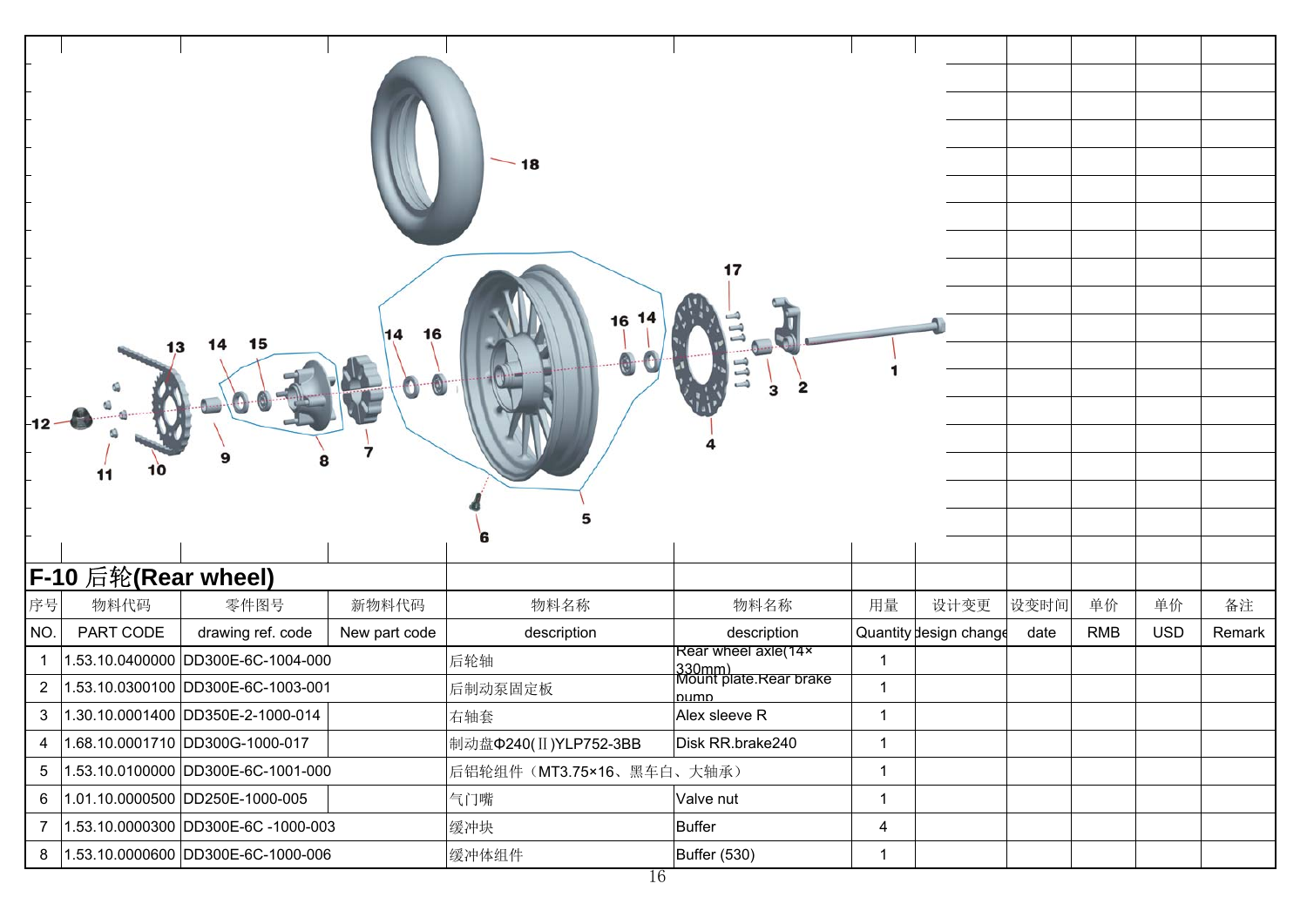## F-10 后轮(Rear wheel)

| 序号 | 物料代码 | 零件图号 | 新物料代码 | 物料名称 | 物料名称 | 用量 | 设计变更 | 设变时间 | 单价 | 单价 | 备注 |
|---|---|---|---|---|---|---|---|---|---|---|---|
| NO. | PART CODE | drawing ref. code | New part code | description | description | Quantity | design change | date | RMB | USD | Remark |
| 1 | 1.53.10.0400000 | DD300E-6C-1004-000 | | 后轮轴 | Rear wheel axle(14×330mm) | 1 | | | | | |
| 2 | 1.53.10.0300100 | DD300E-6C-1003-001 | | 后制动泵固定板 | Mount plate.Rear brake pump | 1 | | | | | |
| 3 | 1.30.10.0001400 | DD350E-2-1000-014 | | 右轴套 | Alex sleeve R | 1 | | | | | |
| 4 | 1.68.10.0001710 | DD300G-1000-017 | | 制动盘Φ240(Ⅱ)YLP752-3BB | Disk RR.brake240 | 1 | | | | | |
| 5 | 1.53.10.0100000 | DD300E-6C-1001-000 | | 后铝轮组件（MT3.75×16、黑车白、大轴承） | | 1 | | | | | |
| 6 | 1.01.10.0000500 | DD250E-1000-005 | | 气门嘴 | Valve nut | 1 | | | | | |
| 7 | 1.53.10.0000300 | DD300E-6C -1000-003 | | 缓冲块 | Buffer | 4 | | | | | |
| 8 | 1.53.10.0000600 | DD300E-6C-1000-006 | | 缓冲体组件 | Buffer (530) | 1 | | | | | |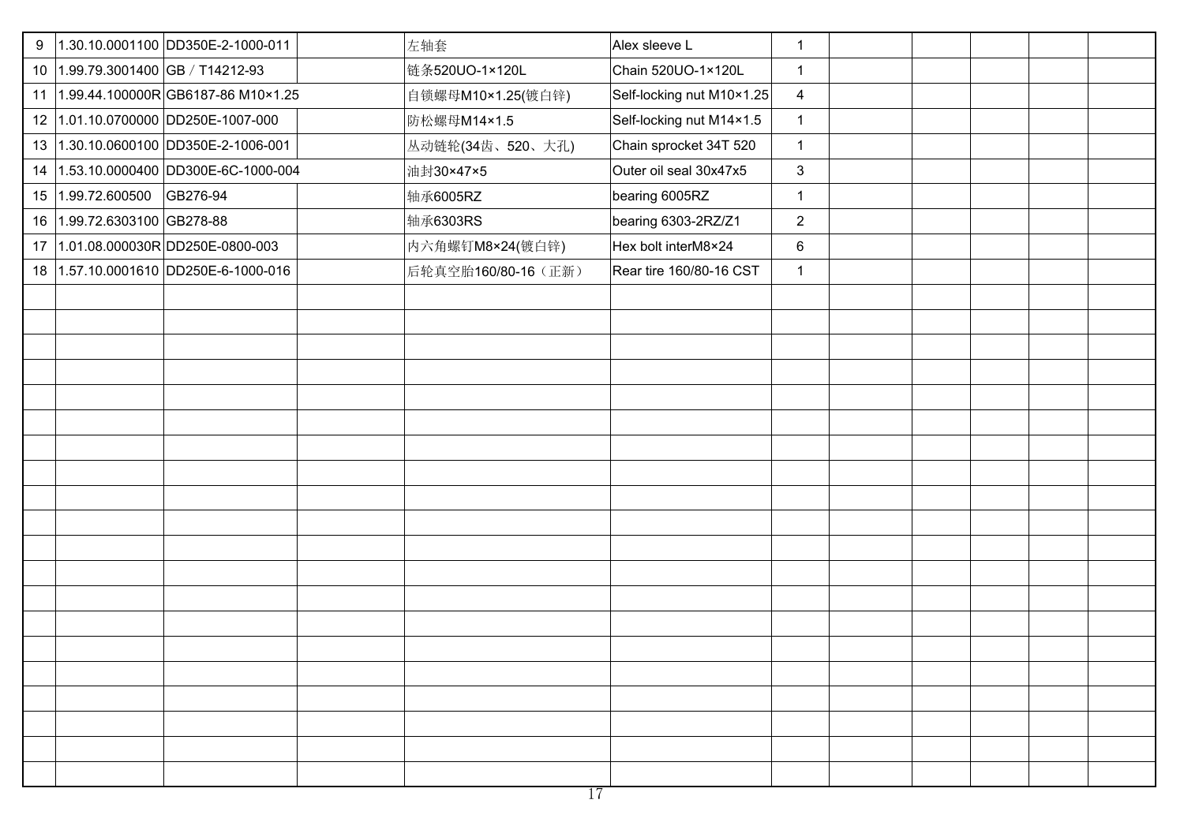| | | | | | | | | | | | |
|---|---|---|---|---|---|---|---|---|---|---|---|
| 9 | 1.30.10.0001100 | DD350E-2-1000-011 | | 左轴套 | Alex sleeve L | 1 | | | | | |
| 10 | 1.99.79.3001400 | GB／T14212-93 | | 链条520UO-1×120L | Chain 520UO-1×120L | 1 | | | | | |
| 11 | 1.99.44.100000R | GB6187-86 M10×1.25 | | 自锁螺母M10×1.25(镀白锌) | Self-locking nut M10×1.25 | 4 | | | | | |
| 12 | 1.01.10.0700000 | DD250E-1007-000 | | 防松螺母M14×1.5 | Self-locking nut M14×1.5 | 1 | | | | | |
| 13 | 1.30.10.0600100 | DD350E-2-1006-001 | | 从动链轮(34齿、520、大孔) | Chain sprocket 34T 520 | 1 | | | | | |
| 14 | 1.53.10.0000400 | DD300E-6C-1000-004 | | 油封30×47×5 | Outer oil seal 30x47x5 | 3 | | | | | |
| 15 | 1.99.72.600500 | GB276-94 | | 轴承6005RZ | bearing 6005RZ | 1 | | | | | |
| 16 | 1.99.72.6303100 | GB278-88 | | 轴承6303RS | bearing 6303-2RZ/Z1 | 2 | | | | | |
| 17 | 1.01.08.000030R | DD250E-0800-003 | | 内六角螺钉M8×24(镀白锌) | Hex bolt interM8×24 | 6 | | | | | |
| 18 | 1.57.10.0001610 | DD250E-6-1000-016 | | 后轮真空胎160/80-16（正新） | Rear tire 160/80-16 CST | 1 | | | | | |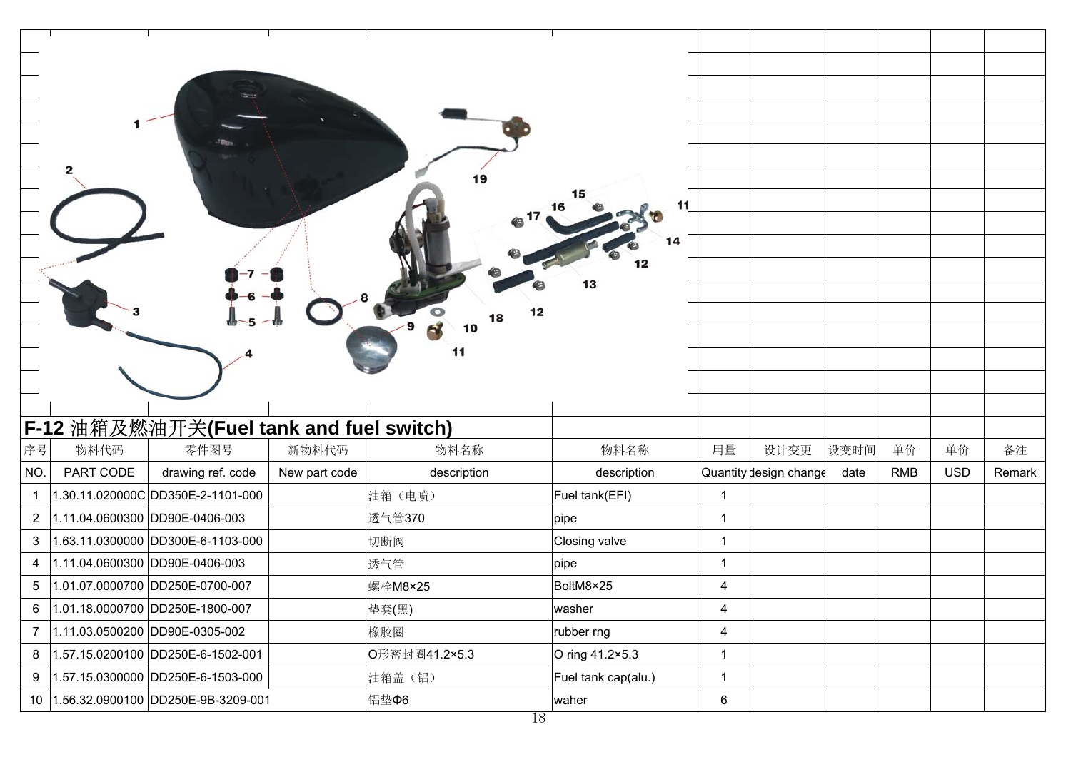## F-12 油箱及燃油开关(Fuel tank and fuel switch)

| 序号 | 物料代码 | 零件图号 | 新物料代码 | 物料名称 | 物料名称 | 用量 | 设计变更 | 设变时间 | 单价 | 单价 | 备注 |
|---|---|---|---|---|---|---|---|---|---|---|---|
| NO. | PART CODE | drawing ref. code | New part code | description | description | Quantity | design change | date | RMB | USD | Remark |
| 1 | 1.30.11.020000C | DD350E-2-1101-000 | | 油箱（电喷） | Fuel tank(EFI) | 1 | | | | | |
| 2 | 1.11.04.0600300 | DD90E-0406-003 | | 透气管370 | pipe | 1 | | | | | |
| 3 | 1.63.11.0300000 | DD300E-6-1103-000 | | 切断阀 | Closing valve | 1 | | | | | |
| 4 | 1.11.04.0600300 | DD90E-0406-003 | | 透气管 | pipe | 1 | | | | | |
| 5 | 1.01.07.0000700 | DD250E-0700-007 | | 螺栓M8×25 | BoltM8×25 | 4 | | | | | |
| 6 | 1.01.18.0000700 | DD250E-1800-007 | | 垫套(黑) | washer | 4 | | | | | |
| 7 | 1.11.03.0500200 | DD90E-0305-002 | | 橡胶圈 | rubber rng | 4 | | | | | |
| 8 | 1.57.15.0200100 | DD250E-6-1502-001 | | O形密封圈41.2×5.3 | O ring 41.2×5.3 | 1 | | | | | |
| 9 | 1.57.15.0300000 | DD250E-6-1503-000 | | 油箱盖（铝） | Fuel tank cap(alu.) | 1 | | | | | |
| 10 | 1.56.32.0900100 | DD250E-9B-3209-001 | | 铝垫Φ6 | waher | 6 | | | | | |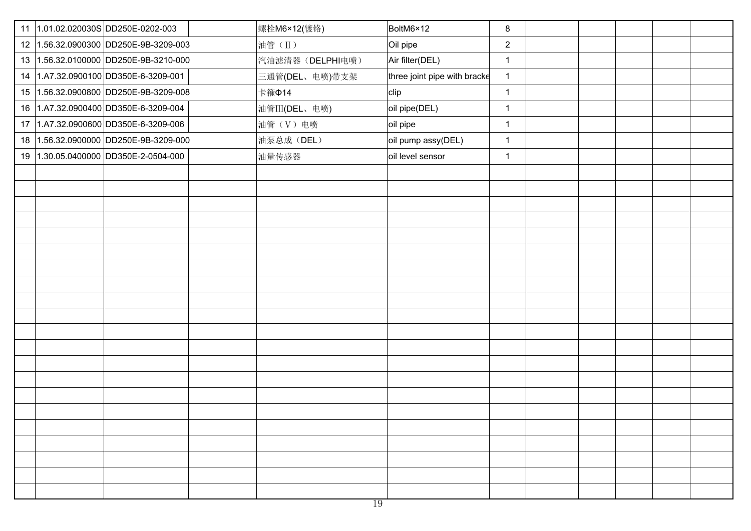| 11 | 1.01.02.020030S | DD250E-0202-003 | | 螺栓M6×12(镀铬) | BoltM6×12 | 8 | | | | | |
|---|---|---|---|---|---|---|---|---|---|---|---|
| 12 | 1.56.32.0900300 | DD250E-9B-3209-003 | | 油管（Ⅱ） | Oil pipe | 2 | | | | | |
| 13 | 1.56.32.0100000 | DD250E-9B-3210-000 | | 汽油滤清器（DELPHI电喷） | Air filter(DEL) | 1 | | | | | |
| 14 | 1.A7.32.0900100 | DD350E-6-3209-001 | | 三通管(DEL、电喷)带支架 | three joint pipe with bracke | 1 | | | | | |
| 15 | 1.56.32.0900800 | DD250E-9B-3209-008 | | 卡箍Φ14 | clip | 1 | | | | | |
| 16 | 1.A7.32.0900400 | DD350E-6-3209-004 | | 油管III(DEL、电喷) | oil pipe(DEL) | 1 | | | | | |
| 17 | 1.A7.32.0900600 | DD350E-6-3209-006 | | 油管（Ⅴ）电喷 | oil pipe | 1 | | | | | |
| 18 | 1.56.32.0900000 | DD250E-9B-3209-000 | | 油泵总成（DEL） | oil pump assy(DEL) | 1 | | | | | |
| 19 | 1.30.05.0400000 | DD350E-2-0504-000 | | 油量传感器 | oil level sensor | 1 | | | | | |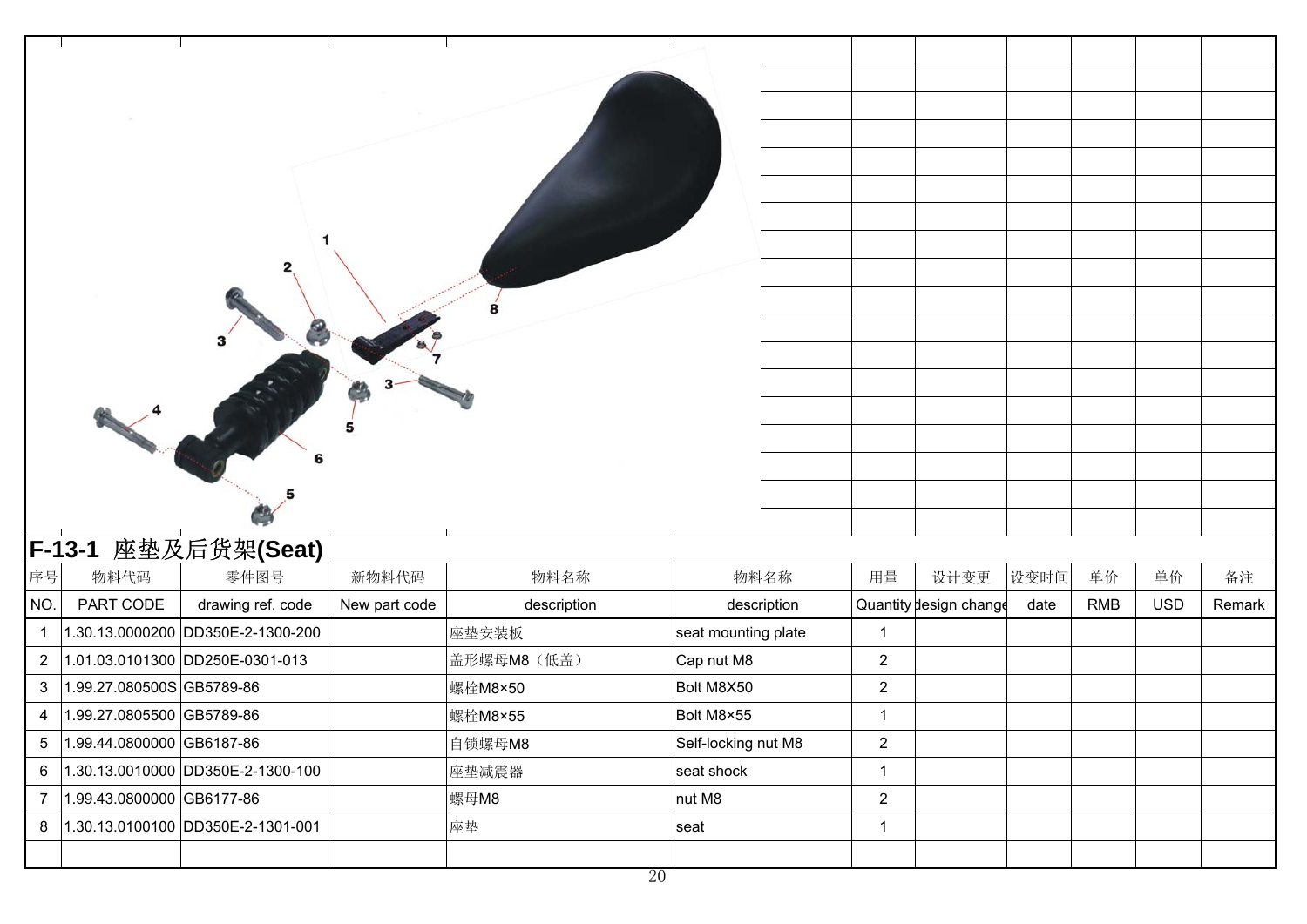## F-13-1 座垫及后货架(Seat)

| 序号 | 物料代码 | 零件图号 | 新物料代码 | 物料名称 | 物料名称 | 用量 | 设计变更 | 设变时间 | 单价 | 单价 | 备注 |
|---|---|---|---|---|---|---|---|---|---|---|---|
| NO. | PART CODE | drawing ref. code | New part code | description | description | Quantity | design change | date | RMB | USD | Remark |
| 1 | 1.30.13.0000200 | DD350E-2-1300-200 | | 座垫安装板 | seat mounting plate | 1 | | | | | |
| 2 | 1.01.03.0101300 | DD250E-0301-013 | | 盖形螺母M8（低盖） | Cap nut M8 | 2 | | | | | |
| 3 | 1.99.27.080500S | GB5789-86 | | 螺栓M8×50 | Bolt M8X50 | 2 | | | | | |
| 4 | 1.99.27.0805500 | GB5789-86 | | 螺栓M8×55 | Bolt M8×55 | 1 | | | | | |
| 5 | 1.99.44.0800000 | GB6187-86 | | 自锁螺母M8 | Self-locking nut M8 | 2 | | | | | |
| 6 | 1.30.13.0010000 | DD350E-2-1300-100 | | 座垫减震器 | seat shock | 1 | | | | | |
| 7 | 1.99.43.0800000 | GB6177-86 | | 螺母M8 | nut M8 | 2 | | | | | |
| 8 | 1.30.13.0100100 | DD350E-2-1301-001 | | 座垫 | seat | 1 | | | | | |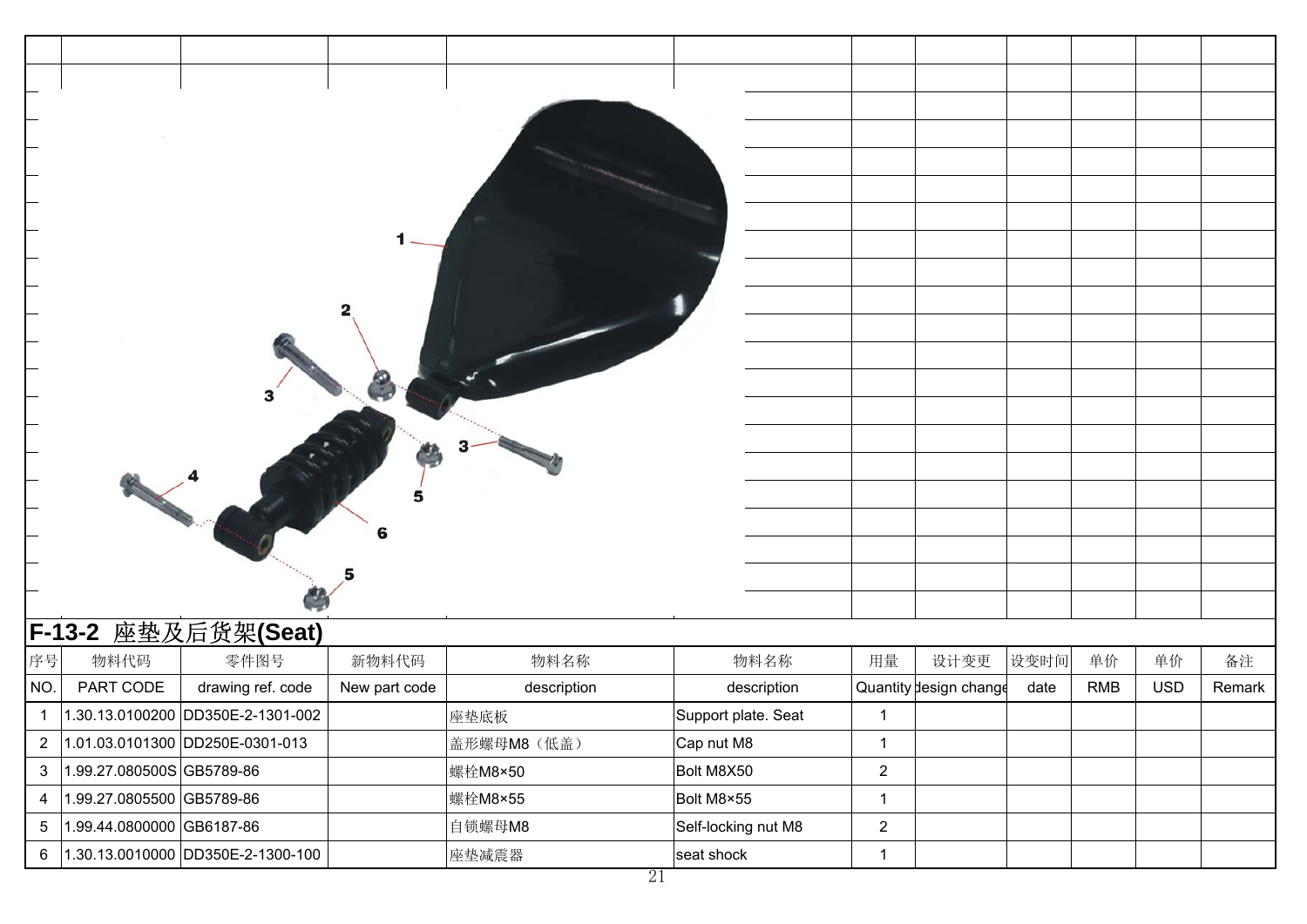## F-13-2 座垫及后货架(Seat)

| 序号 | 物料代码 | 零件图号 | 新物料代码 | 物料名称 | 物料名称 | 用量 | 设计变更 | 设变时间 | 单价 | 单价 | 备注 |
|---|---|---|---|---|---|---|---|---|---|---|---|
| NO. | PART CODE | drawing ref. code | New part code | description | description | Quantity | design change | date | RMB | USD | Remark |
| 1 | 1.30.13.0100200 | DD350E-2-1301-002 | | 座垫底板 | Support plate. Seat | 1 | | | | | |
| 2 | 1.01.03.0101300 | DD250E-0301-013 | | 盖形螺母M8（低盖） | Cap nut M8 | 1 | | | | | |
| 3 | 1.99.27.080500S | GB5789-86 | | 螺栓M8×50 | Bolt M8X50 | 2 | | | | | |
| 4 | 1.99.27.0805500 | GB5789-86 | | 螺栓M8×55 | Bolt M8×55 | 1 | | | | | |
| 5 | 1.99.44.0800000 | GB6187-86 | | 自锁螺母M8 | Self-locking nut M8 | 2 | | | | | |
| 6 | 1.30.13.0010000 | DD350E-2-1300-100 | | 座垫减震器 | seat shock | 1 | | | | | |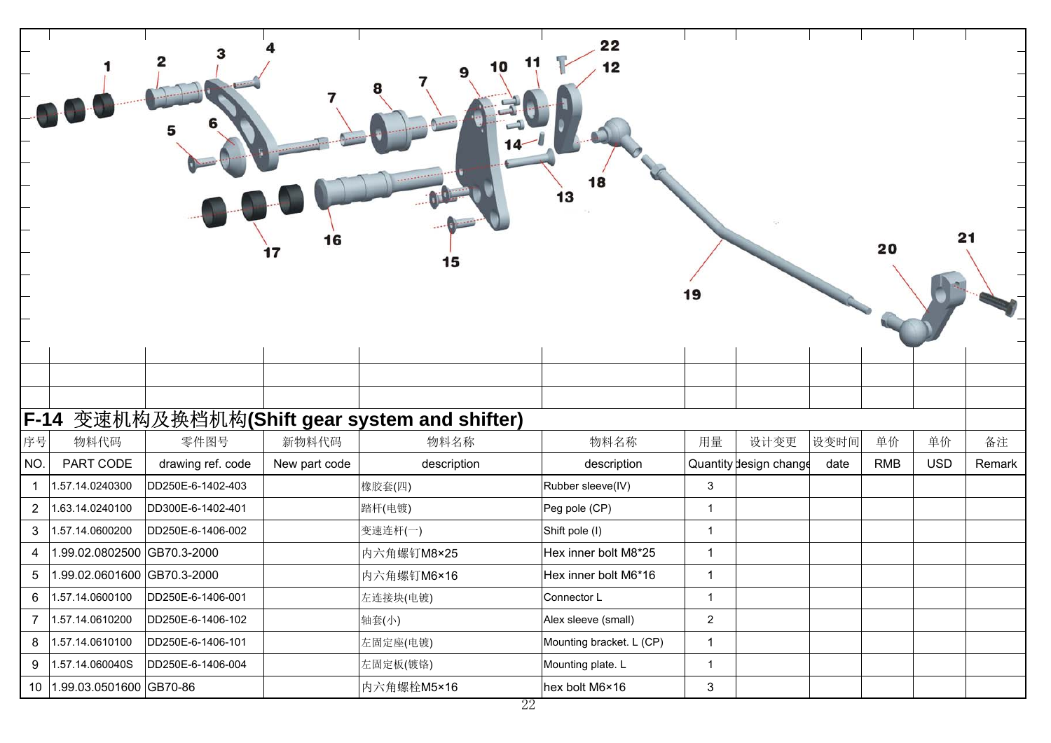## F-14 变速机构及换档机构(Shift gear system and shifter)

| 序号 | 物料代码 | 零件图号 | 新物料代码 | 物料名称 | 物料名称 | 用量 | 设计变更 | 设变时间 | 单价 | 单价 | 备注 |
|---|---|---|---|---|---|---|---|---|---|---|---|
| NO. | PART CODE | drawing ref. code | New part code | description | description | Quantity | design change | date | RMB | USD | Remark |
| 1 | 1.57.14.0240300 | DD250E-6-1402-403 | | 橡胶套(四) | Rubber sleeve(IV) | 3 | | | | | |
| 2 | 1.63.14.0240100 | DD300E-6-1402-401 | | 踏杆(电镀) | Peg pole (CP) | 1 | | | | | |
| 3 | 1.57.14.0600200 | DD250E-6-1406-002 | | 变速连杆(一) | Shift pole (I) | 1 | | | | | |
| 4 | 1.99.02.0802500 | GB70.3-2000 | | 内六角螺钉M8×25 | Hex inner bolt M8*25 | 1 | | | | | |
| 5 | 1.99.02.0601600 | GB70.3-2000 | | 内六角螺钉M6×16 | Hex inner bolt M6*16 | 1 | | | | | |
| 6 | 1.57.14.0600100 | DD250E-6-1406-001 | | 左连接块(电镀) | Connector L | 1 | | | | | |
| 7 | 1.57.14.0610200 | DD250E-6-1406-102 | | 轴套(小) | Alex sleeve (small) | 2 | | | | | |
| 8 | 1.57.14.0610100 | DD250E-6-1406-101 | | 左固定座(电镀) | Mounting bracket. L (CP) | 1 | | | | | |
| 9 | 1.57.14.060040S | DD250E-6-1406-004 | | 左固定板(镀铬) | Mounting plate. L | 1 | | | | | |
| 10 | 1.99.03.0501600 | GB70-86 | | 内六角螺栓M5×16 | hex bolt M6×16 | 3 | | | | | |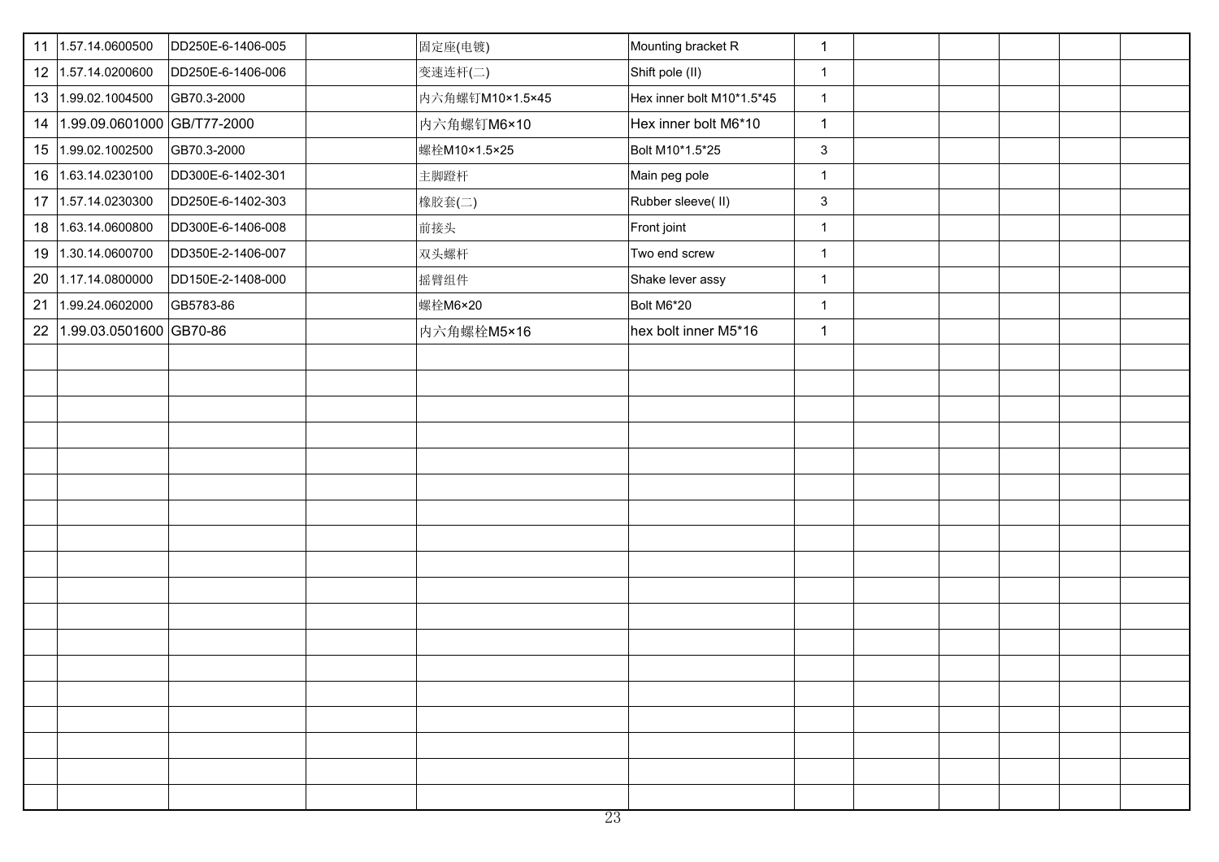| | | | | | | | | | | | |
|---|---|---|---|---|---|---|---|---|---|---|---|
| 11 | 1.57.14.0600500 | DD250E-6-1406-005 | | 固定座(电镀) | Mounting bracket R | 1 | | | | | |
| 12 | 1.57.14.0200600 | DD250E-6-1406-006 | | 变速连杆(二) | Shift pole (II) | 1 | | | | | |
| 13 | 1.99.02.1004500 | GB70.3-2000 | | 内六角螺钉M10×1.5×45 | Hex inner bolt M10*1.5*45 | 1 | | | | | |
| 14 | 1.99.09.0601000 | GB/T77-2000 | | 内六角螺钉M6×10 | Hex inner bolt M6*10 | 1 | | | | | |
| 15 | 1.99.02.1002500 | GB70.3-2000 | | 螺栓M10×1.5×25 | Bolt M10*1.5*25 | 3 | | | | | |
| 16 | 1.63.14.0230100 | DD300E-6-1402-301 | | 主脚蹬杆 | Main peg pole | 1 | | | | | |
| 17 | 1.57.14.0230300 | DD250E-6-1402-303 | | 橡胶套(二) | Rubber sleeve( II) | 3 | | | | | |
| 18 | 1.63.14.0600800 | DD300E-6-1406-008 | | 前接头 | Front joint | 1 | | | | | |
| 19 | 1.30.14.0600700 | DD350E-2-1406-007 | | 双头螺杆 | Two end screw | 1 | | | | | |
| 20 | 1.17.14.0800000 | DD150E-2-1408-000 | | 摇臂组件 | Shake lever assy | 1 | | | | | |
| 21 | 1.99.24.0602000 | GB5783-86 | | 螺栓M6×20 | Bolt M6*20 | 1 | | | | | |
| 22 | 1.99.03.0501600 | GB70-86 | | 内六角螺栓M5×16 | hex bolt inner M5*16 | 1 | | | | | |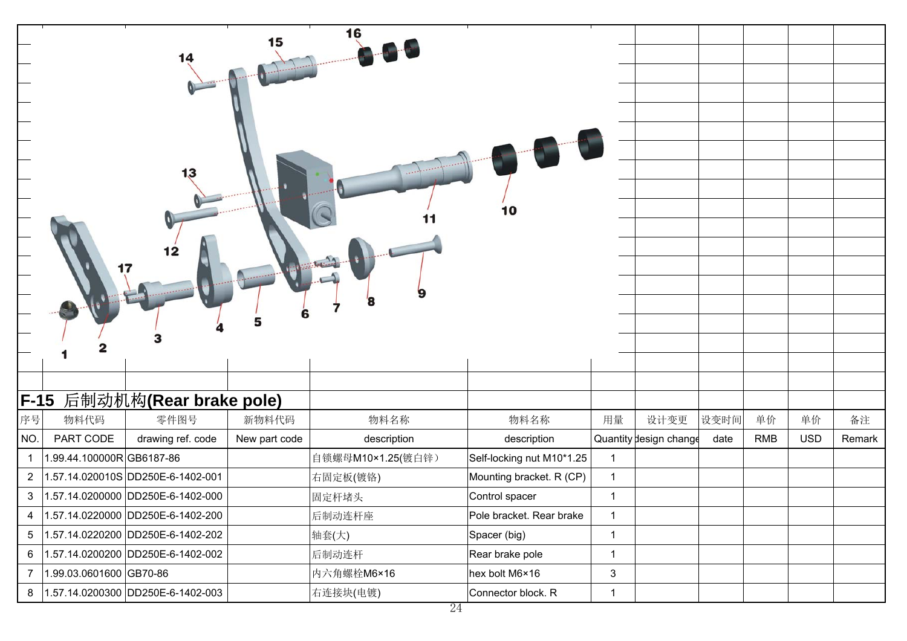## F-15 后制动机构(Rear brake pole)

| 序号 | 物料代码 | 零件图号 | 新物料代码 | 物料名称 | 物料名称 | 用量 | 设计变更 | 设变时间 | 单价 | 单价 | 备注 |
|---|---|---|---|---|---|---|---|---|---|---|---|
| NO. | PART CODE | drawing ref. code | New part code | description | description | Quantity | design change | date | RMB | USD | Remark |
| 1 | 1.99.44.100000R | GB6187-86 | | 自锁螺母M10×1.25(镀白锌） | Self-locking nut M10*1.25 | 1 | | | | | |
| 2 | 1.57.14.020010S | DD250E-6-1402-001 | | 右固定板(镀铬) | Mounting bracket. R (CP) | 1 | | | | | |
| 3 | 1.57.14.0200000 | DD250E-6-1402-000 | | 固定杆堵头 | Control spacer | 1 | | | | | |
| 4 | 1.57.14.0220000 | DD250E-6-1402-200 | | 后制动连杆座 | Pole bracket. Rear brake | 1 | | | | | |
| 5 | 1.57.14.0220200 | DD250E-6-1402-202 | | 轴套(大) | Spacer (big) | 1 | | | | | |
| 6 | 1.57.14.0200200 | DD250E-6-1402-002 | | 后制动连杆 | Rear brake pole | 1 | | | | | |
| 7 | 1.99.03.0601600 | GB70-86 | | 内六角螺栓M6×16 | hex bolt M6×16 | 3 | | | | | |
| 8 | 1.57.14.0200300 | DD250E-6-1402-003 | | 右连接块(电镀) | Connector block. R | 1 | | | | | |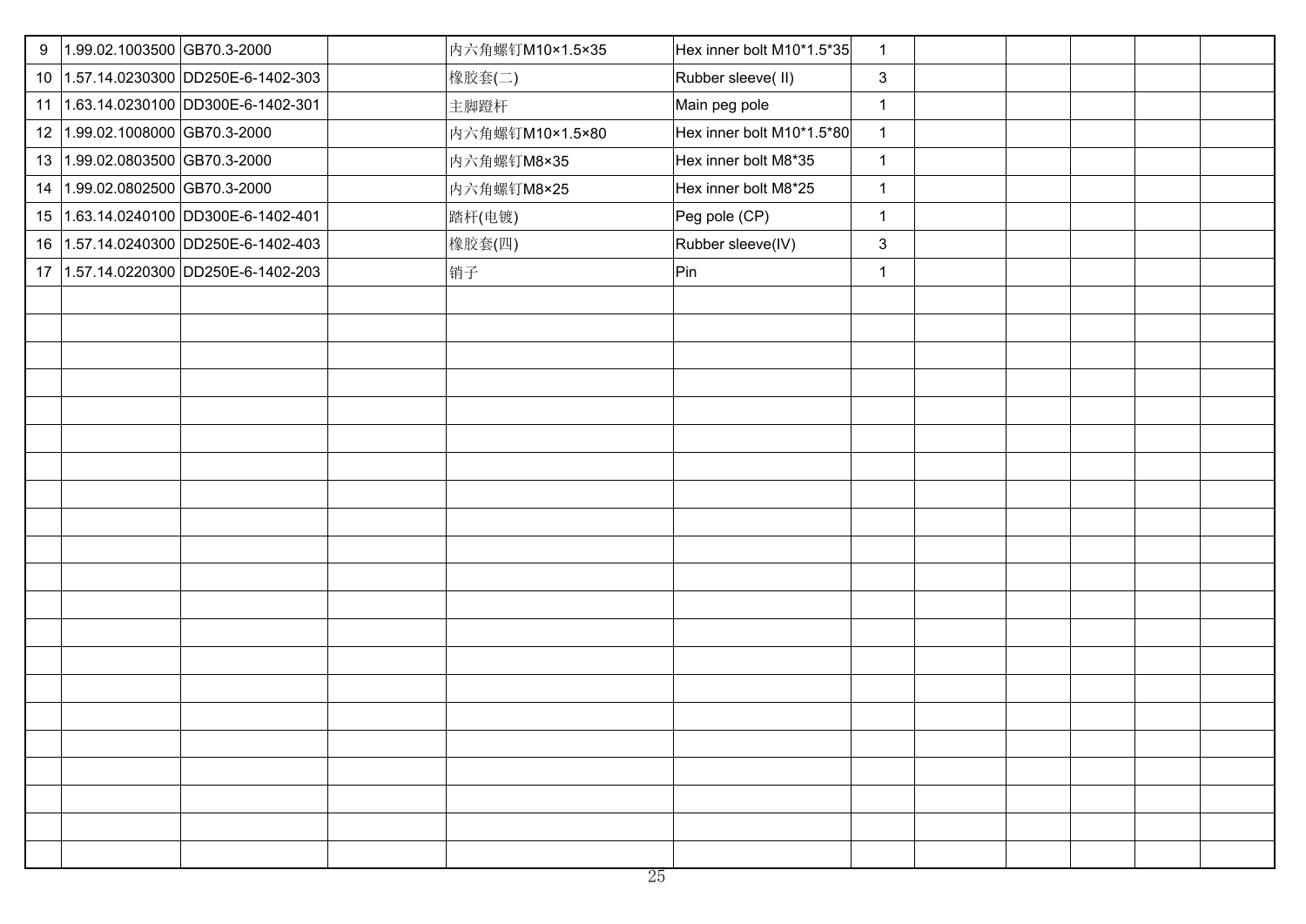| 9 | 1.99.02.1003500 | GB70.3-2000 | | 内六角螺钉M10×1.5×35 | Hex inner bolt M10*1.5*35 | 1 | | | | | |
|---|---|---|---|---|---|---|---|---|---|---|---|
| 10 | 1.57.14.0230300 | DD250E-6-1402-303 | | 橡胶套(二) | Rubber sleeve( II) | 3 | | | | | |
| 11 | 1.63.14.0230100 | DD300E-6-1402-301 | | 主脚蹬杆 | Main peg pole | 1 | | | | | |
| 12 | 1.99.02.1008000 | GB70.3-2000 | | 内六角螺钉M10×1.5×80 | Hex inner bolt M10*1.5*80 | 1 | | | | | |
| 13 | 1.99.02.0803500 | GB70.3-2000 | | 内六角螺钉M8×35 | Hex inner bolt M8*35 | 1 | | | | | |
| 14 | 1.99.02.0802500 | GB70.3-2000 | | 内六角螺钉M8×25 | Hex inner bolt M8*25 | 1 | | | | | |
| 15 | 1.63.14.0240100 | DD300E-6-1402-401 | | 踏杆(电镀) | Peg pole (CP) | 1 | | | | | |
| 16 | 1.57.14.0240300 | DD250E-6-1402-403 | | 橡胶套(四) | Rubber sleeve(IV) | 3 | | | | | |
| 17 | 1.57.14.0220300 | DD250E-6-1402-203 | | 销子 | Pin | 1 | | | | | |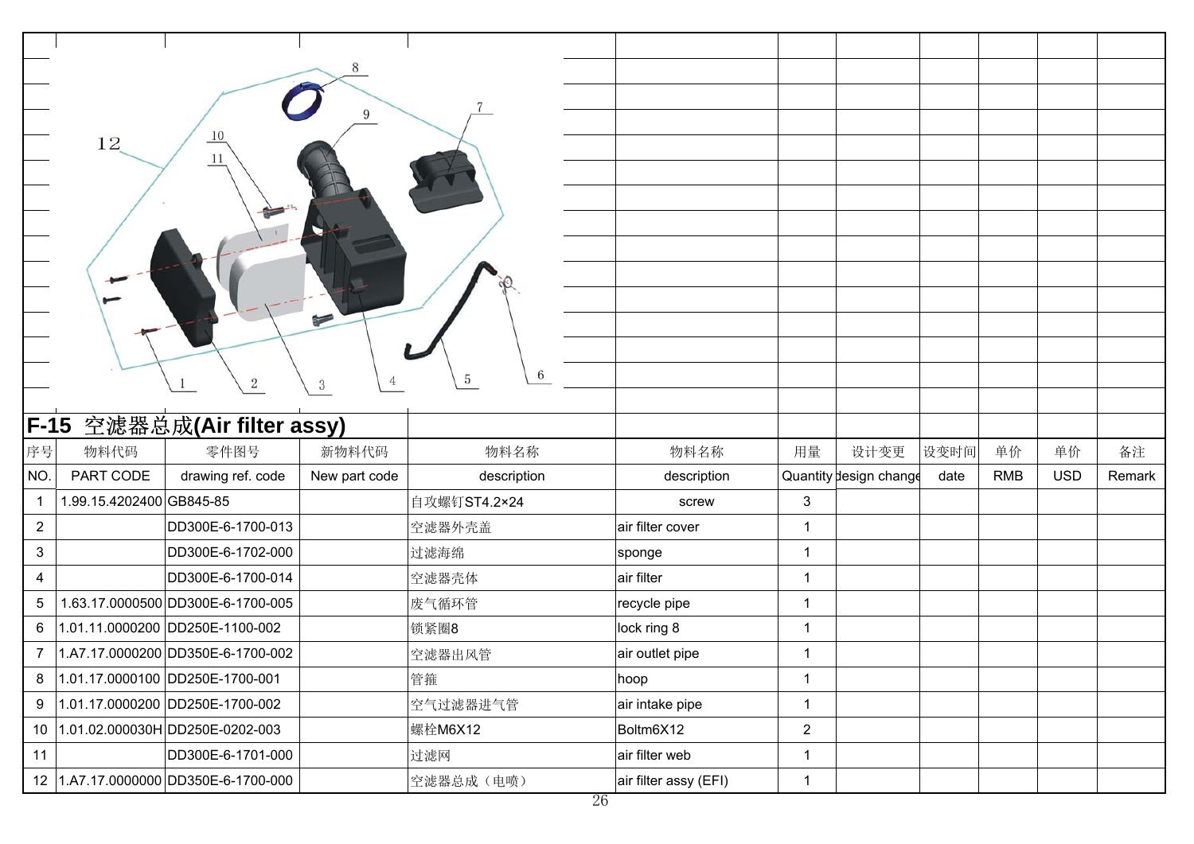## F-15 空滤器总成(Air filter assy)

| 序号 | 物料代码 | 零件图号 | 新物料代码 | 物料名称 | 物料名称 | 用量 | 设计变更 | 设变时间 | 单价 | 单价 | 备注 |
|---|---|---|---|---|---|---|---|---|---|---|---|
| NO. | PART CODE | drawing ref. code | New part code | description | description | Quantity | design change | date | RMB | USD | Remark |
| 1 | 1.99.15.4202400 | GB845-85 | | 自攻螺钉ST4.2×24 | screw | 3 | | | | | |
| 2 | | DD300E-6-1700-013 | | 空滤器外壳盖 | air filter cover | 1 | | | | | |
| 3 | | DD300E-6-1702-000 | | 过滤海绵 | sponge | 1 | | | | | |
| 4 | | DD300E-6-1700-014 | | 空滤器壳体 | air filter | 1 | | | | | |
| 5 | 1.63.17.0000500 | DD300E-6-1700-005 | | 废气循环管 | recycle pipe | 1 | | | | | |
| 6 | 1.01.11.0000200 | DD250E-1100-002 | | 锁紧圈8 | lock ring 8 | 1 | | | | | |
| 7 | 1.A7.17.0000200 | DD350E-6-1700-002 | | 空滤器出风管 | air outlet pipe | 1 | | | | | |
| 8 | 1.01.17.0000100 | DD250E-1700-001 | | 管箍 | hoop | 1 | | | | | |
| 9 | 1.01.17.0000200 | DD250E-1700-002 | | 空气过滤器进气管 | air intake pipe | 1 | | | | | |
| 10 | 1.01.02.000030H | DD250E-0202-003 | | 螺栓M6X12 | Boltm6X12 | 2 | | | | | |
| 11 | | DD300E-6-1701-000 | | 过滤网 | air filter web | 1 | | | | | |
| 12 | 1.A7.17.0000000 | DD350E-6-1700-000 | | 空滤器总成（电喷） | air filter assy (EFI) | 1 | | | | | |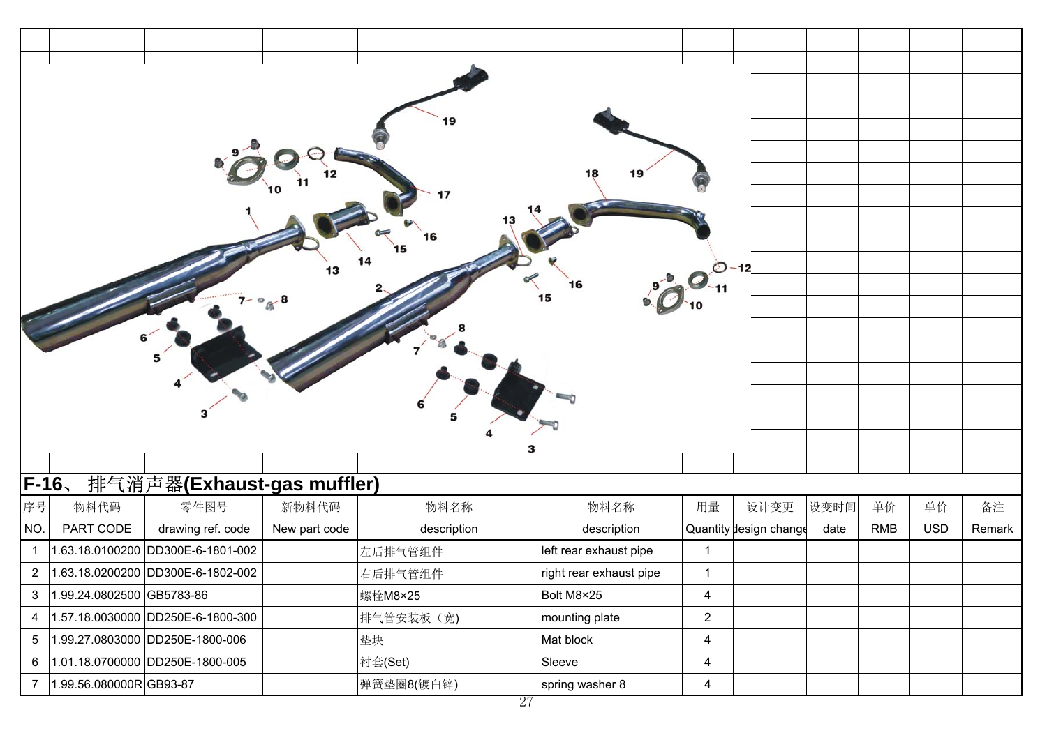## F-16、 排气消声器(Exhaust-gas muffler)

| 序号 | 物料代码 | 零件图号 | 新物料代码 | 物料名称 | 物料名称 | 用量 | 设计变更 | 设变时间 | 单价 | 单价 | 备注 |
|---|---|---|---|---|---|---|---|---|---|---|---|
| NO. | PART CODE | drawing ref. code | New part code | description | description | Quantity | design change | date | RMB | USD | Remark |
| 1 | 1.63.18.0100200 | DD300E-6-1801-002 | | 左后排气管组件 | left rear exhaust pipe | 1 | | | | | |
| 2 | 1.63.18.0200200 | DD300E-6-1802-002 | | 右后排气管组件 | right rear exhaust pipe | 1 | | | | | |
| 3 | 1.99.24.0802500 | GB5783-86 | | 螺栓M8×25 | Bolt M8×25 | 4 | | | | | |
| 4 | 1.57.18.0030000 | DD250E-6-1800-300 | | 排气管安装板（宽) | mounting plate | 2 | | | | | |
| 5 | 1.99.27.0803000 | DD250E-1800-006 | | 垫块 | Mat block | 4 | | | | | |
| 6 | 1.01.18.0700000 | DD250E-1800-005 | | 衬套(Set) | Sleeve | 4 | | | | | |
| 7 | 1.99.56.080000R | GB93-87 | | 弹簧垫圈8(镀白锌) | spring washer 8 | 4 | | | | | |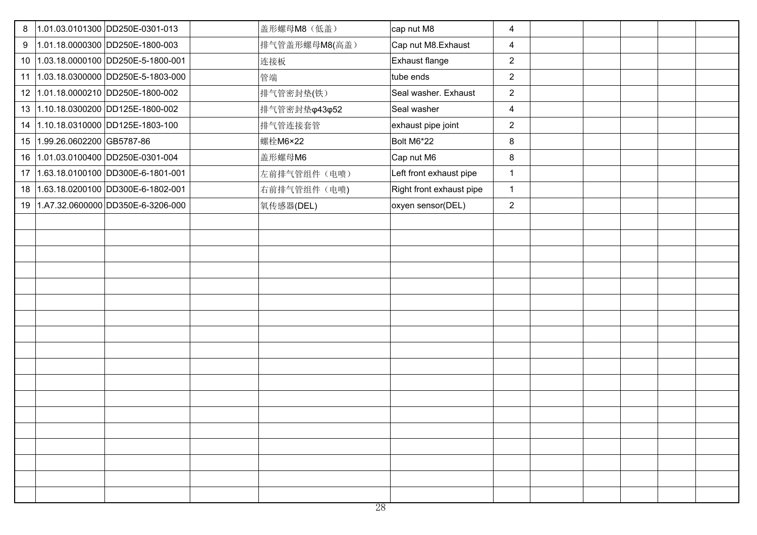| | | | | | | | | | | | |
|---|---|---|---|---|---|---|---|---|---|---|---|
| 8 | 1.01.03.0101300 | DD250E-0301-013 | | 盖形螺母M8（低盖） | cap nut M8 | 4 | | | | | |
| 9 | 1.01.18.0000300 | DD250E-1800-003 | | 排气管盖形螺母M8(高盖） | Cap nut M8.Exhaust | 4 | | | | | |
| 10 | 1.03.18.0000100 | DD250E-5-1800-001 | | 连接板 | Exhaust flange | 2 | | | | | |
| 11 | 1.03.18.0300000 | DD250E-5-1803-000 | | 管端 | tube ends | 2 | | | | | |
| 12 | 1.01.18.0000210 | DD250E-1800-002 | | 排气管密封垫(铁） | Seal washer. Exhaust | 2 | | | | | |
| 13 | 1.10.18.0300200 | DD125E-1800-002 | | 排气管密封垫φ43φ52 | Seal washer | 4 | | | | | |
| 14 | 1.10.18.0310000 | DD125E-1803-100 | | 排气管连接套管 | exhaust pipe joint | 2 | | | | | |
| 15 | 1.99.26.0602200 | GB5787-86 | | 螺栓M6×22 | Bolt M6*22 | 8 | | | | | |
| 16 | 1.01.03.0100400 | DD250E-0301-004 | | 盖形螺母M6 | Cap nut M6 | 8 | | | | | |
| 17 | 1.63.18.0100100 | DD300E-6-1801-001 | | 左前排气管组件（电喷） | Left front exhaust pipe | 1 | | | | | |
| 18 | 1.63.18.0200100 | DD300E-6-1802-001 | | 右前排气管组件（电喷) | Right front exhaust pipe | 1 | | | | | |
| 19 | 1.A7.32.0600000 | DD350E-6-3206-000 | | 氧传感器(DEL) | oxyen sensor(DEL) | 2 | | | | | |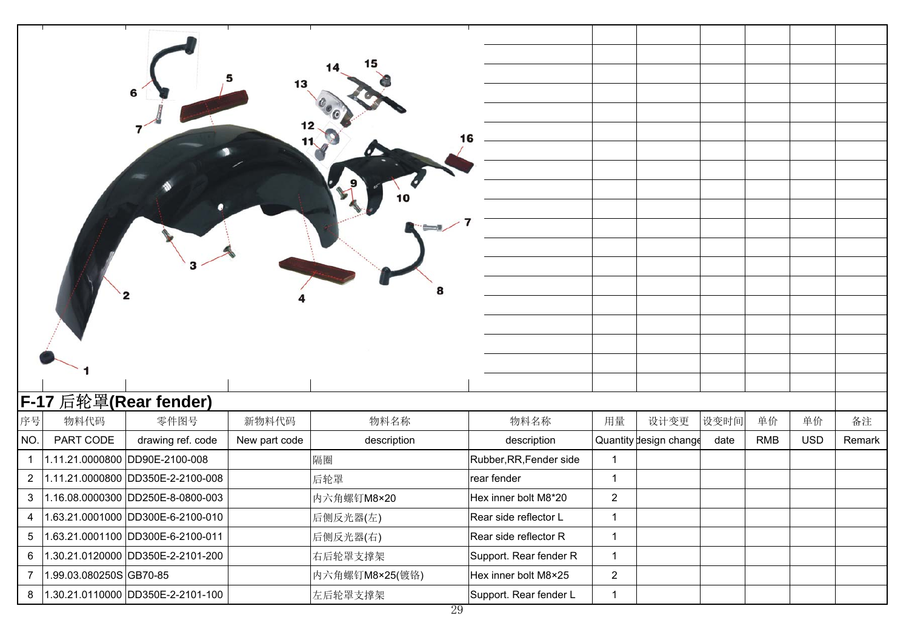## F-17 后轮罩(Rear fender)

| 序号 | 物料代码 | 零件图号 | 新物料代码 | 物料名称 | 物料名称 | 用量 | 设计变更 | 设变时间 | 单价 | 单价 | 备注 |
|---|---|---|---|---|---|---|---|---|---|---|---|
| NO. | PART CODE | drawing ref. code | New part code | description | description | Quantity | design change | date | RMB | USD | Remark |
| 1 | 1.11.21.0000800 | DD90E-2100-008 | | 隔圈 | Rubber,RR,Fender side | 1 | | | | | |
| 2 | 1.11.21.0000800 | DD350E-2-2100-008 | | 后轮罩 | rear fender | 1 | | | | | |
| 3 | 1.16.08.0000300 | DD250E-8-0800-003 | | 内六角螺钉M8×20 | Hex inner bolt M8*20 | 2 | | | | | |
| 4 | 1.63.21.0001000 | DD300E-6-2100-010 | | 后侧反光器(左) | Rear side reflector L | 1 | | | | | |
| 5 | 1.63.21.0001100 | DD300E-6-2100-011 | | 后侧反光器(右) | Rear side reflector R | 1 | | | | | |
| 6 | 1.30.21.0120000 | DD350E-2-2101-200 | | 右后轮罩支撑架 | Support. Rear fender R | 1 | | | | | |
| 7 | 1.99.03.080250S | GB70-85 | | 内六角螺钉M8×25(镀铬) | Hex inner bolt M8×25 | 2 | | | | | |
| 8 | 1.30.21.0110000 | DD350E-2-2101-100 | | 左后轮罩支撑架 | Support. Rear fender L | 1 | | | | | |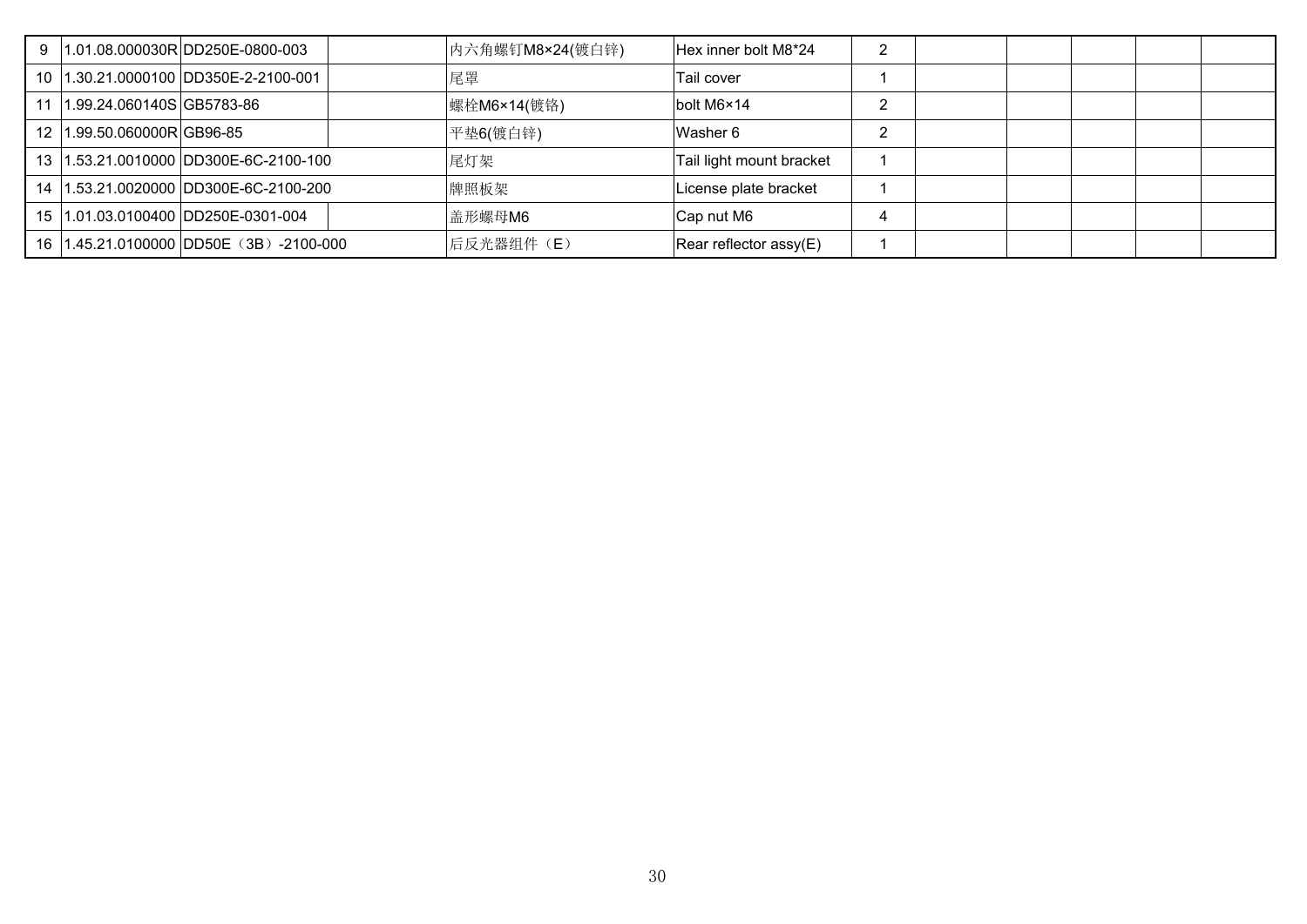| | | | | | | | | | | | |
|---|---|---|---|---|---|---|---|---|---|---|---|
| 9 | 1.01.08.000030R | DD250E-0800-003 | | 内六角螺钉M8×24(镀白锌) | Hex inner bolt M8*24 | 2 | | | | | |
| 10 | 1.30.21.0000100 | DD350E-2-2100-001 | | 尾罩 | Tail cover | 1 | | | | | |
| 11 | 1.99.24.060140S | GB5783-86 | | 螺栓M6×14(镀铬) | bolt M6×14 | 2 | | | | | |
| 12 | 1.99.50.060000R | GB96-85 | | 平垫6(镀白锌) | Washer 6 | 2 | | | | | |
| 13 | 1.53.21.0010000 | DD300E-6C-2100-100 | | 尾灯架 | Tail light mount bracket | 1 | | | | | |
| 14 | 1.53.21.0020000 | DD300E-6C-2100-200 | | 牌照板架 | License plate bracket | 1 | | | | | |
| 15 | 1.01.03.0100400 | DD250E-0301-004 | | 盖形螺母M6 | Cap nut M6 | 4 | | | | | |
| 16 | 1.45.21.0100000 | DD50E（3B）-2100-000 | | 后反光器组件（E） | Rear reflector assy(E) | 1 | | | | | |